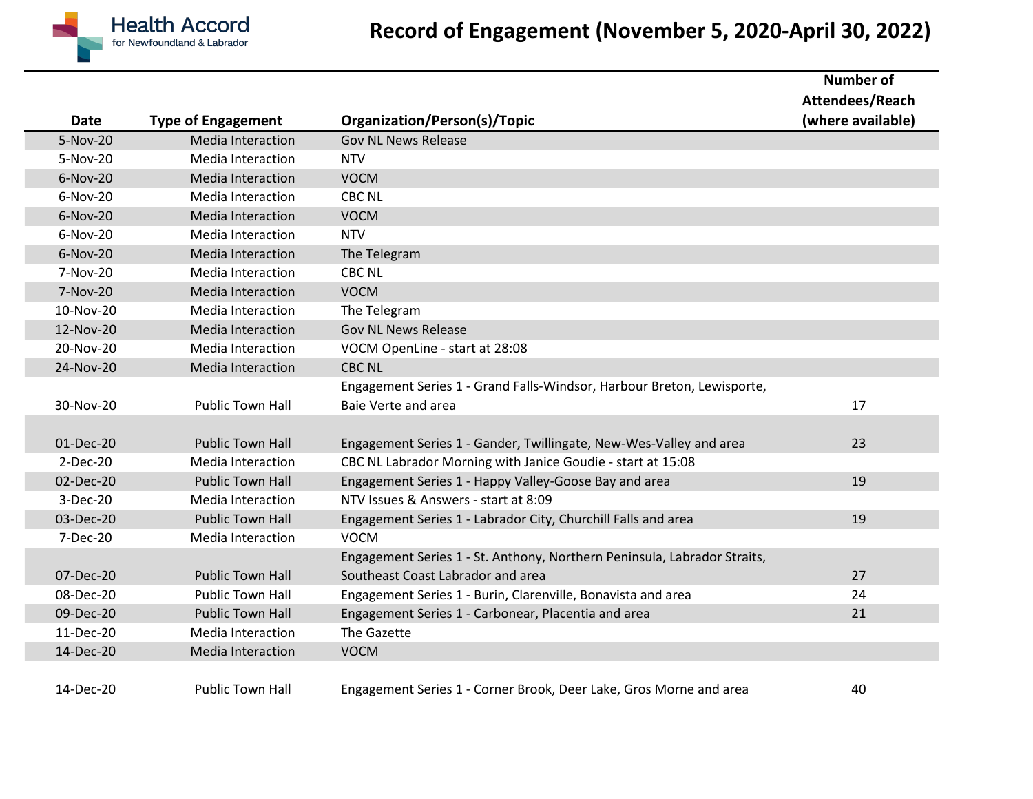# Record of Engagement (November 5, 2020-April 30, 2022)

| Date | Type of Engagement | Organization/Person(s)/Topic | Number of Attendees/Reach (where available) |
|---|---|---|---|
| 5-Nov-20 | Media Interaction | Gov NL News Release | |
| 5-Nov-20 | Media Interaction | NTV | |
| 6-Nov-20 | Media Interaction | VOCM | |
| 6-Nov-20 | Media Interaction | CBC NL | |
| 6-Nov-20 | Media Interaction | VOCM | |
| 6-Nov-20 | Media Interaction | NTV | |
| 6-Nov-20 | Media Interaction | The Telegram | |
| 7-Nov-20 | Media Interaction | CBC NL | |
| 7-Nov-20 | Media Interaction | VOCM | |
| 10-Nov-20 | Media Interaction | The Telegram | |
| 12-Nov-20 | Media Interaction | Gov NL News Release | |
| 20-Nov-20 | Media Interaction | VOCM OpenLine - start at 28:08 | |
| 24-Nov-20 | Media Interaction | CBC NL | |
| 30-Nov-20 | Public Town Hall | Engagement Series 1 - Grand Falls-Windsor, Harbour Breton, Lewisporte, Baie Verte and area | 17 |
| 01-Dec-20 | Public Town Hall | Engagement Series 1 - Gander, Twillingate, New-Wes-Valley and area | 23 |
| 2-Dec-20 | Media Interaction | CBC NL Labrador Morning with Janice Goudie - start at 15:08 | |
| 02-Dec-20 | Public Town Hall | Engagement Series 1 - Happy Valley-Goose Bay and area | 19 |
| 3-Dec-20 | Media Interaction | NTV Issues & Answers - start at 8:09 | |
| 03-Dec-20 | Public Town Hall | Engagement Series 1 - Labrador City, Churchill Falls and area | 19 |
| 7-Dec-20 | Media Interaction | VOCM | |
| 07-Dec-20 | Public Town Hall | Engagement Series 1 - St. Anthony, Northern Peninsula, Labrador Straits, Southeast Coast Labrador and area | 27 |
| 08-Dec-20 | Public Town Hall | Engagement Series 1 - Burin, Clarenville, Bonavista and area | 24 |
| 09-Dec-20 | Public Town Hall | Engagement Series 1 - Carbonear, Placentia and area | 21 |
| 11-Dec-20 | Media Interaction | The Gazette | |
| 14-Dec-20 | Media Interaction | VOCM | |
| 14-Dec-20 | Public Town Hall | Engagement Series 1 - Corner Brook, Deer Lake, Gros Morne and area | 40 |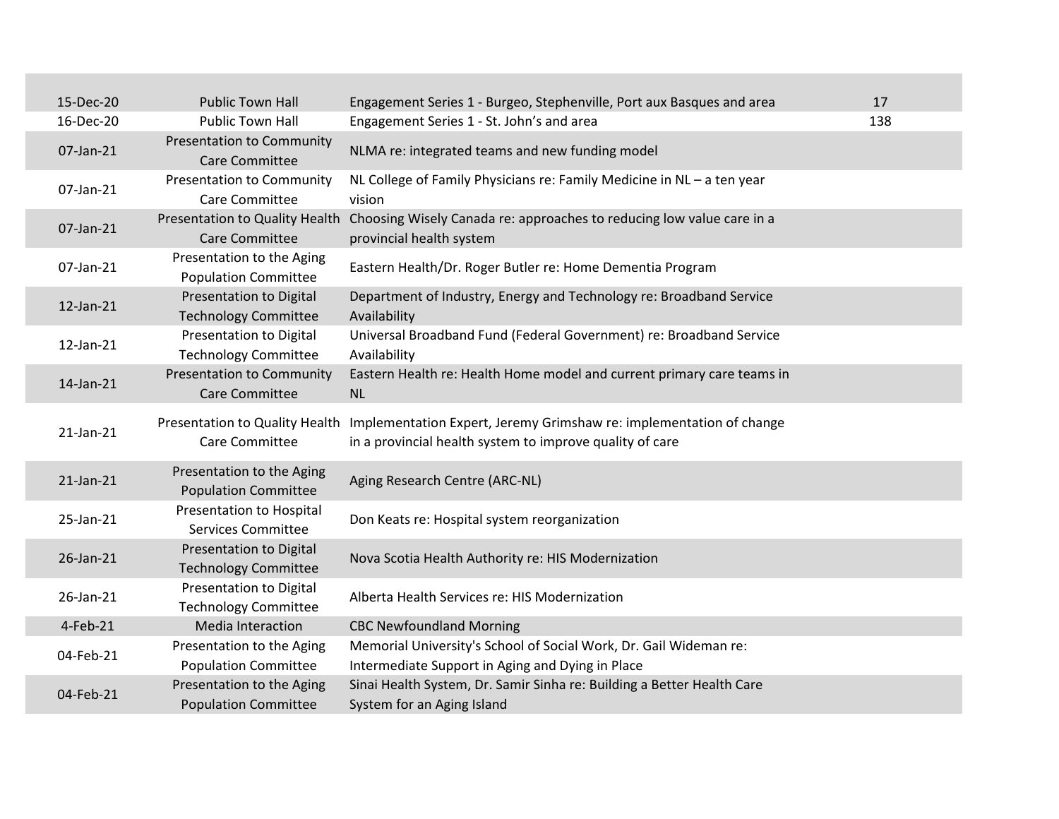| | | | |
|---|---|---|---|
| 15-Dec-20 | Public Town Hall | Engagement Series 1 - Burgeo, Stephenville, Port aux Basques and area | 17 |
| 16-Dec-20 | Public Town Hall | Engagement Series 1 - St. John's and area | 138 |
| 07-Jan-21 | Presentation to Community Care Committee | NLMA re: integrated teams and new funding model | |
| 07-Jan-21 | Presentation to Community Care Committee | NL College of Family Physicians re: Family Medicine in NL – a ten year vision | |
| 07-Jan-21 | Presentation to Quality Health Care Committee | Choosing Wisely Canada re: approaches to reducing low value care in a provincial health system | |
| 07-Jan-21 | Presentation to the Aging Population Committee | Eastern Health/Dr. Roger Butler re: Home Dementia Program | |
| 12-Jan-21 | Presentation to Digital Technology Committee | Department of Industry, Energy and Technology re: Broadband Service Availability | |
| 12-Jan-21 | Presentation to Digital Technology Committee | Universal Broadband Fund (Federal Government) re: Broadband Service Availability | |
| 14-Jan-21 | Presentation to Community Care Committee | Eastern Health re: Health Home model and current primary care teams in NL | |
| 21-Jan-21 | Presentation to Quality Health Care Committee | Implementation Expert, Jeremy Grimshaw re: implementation of change in a provincial health system to improve quality of care | |
| 21-Jan-21 | Presentation to the Aging Population Committee | Aging Research Centre (ARC-NL) | |
| 25-Jan-21 | Presentation to Hospital Services Committee | Don Keats re: Hospital system reorganization | |
| 26-Jan-21 | Presentation to Digital Technology Committee | Nova Scotia Health Authority re: HIS Modernization | |
| 26-Jan-21 | Presentation to Digital Technology Committee | Alberta Health Services re: HIS Modernization | |
| 4-Feb-21 | Media Interaction | CBC Newfoundland Morning | |
| 04-Feb-21 | Presentation to the Aging Population Committee | Memorial University's School of Social Work, Dr. Gail Wideman re: Intermediate Support in Aging and Dying in Place | |
| 04-Feb-21 | Presentation to the Aging Population Committee | Sinai Health System, Dr. Samir Sinha re: Building a Better Health Care System for an Aging Island | |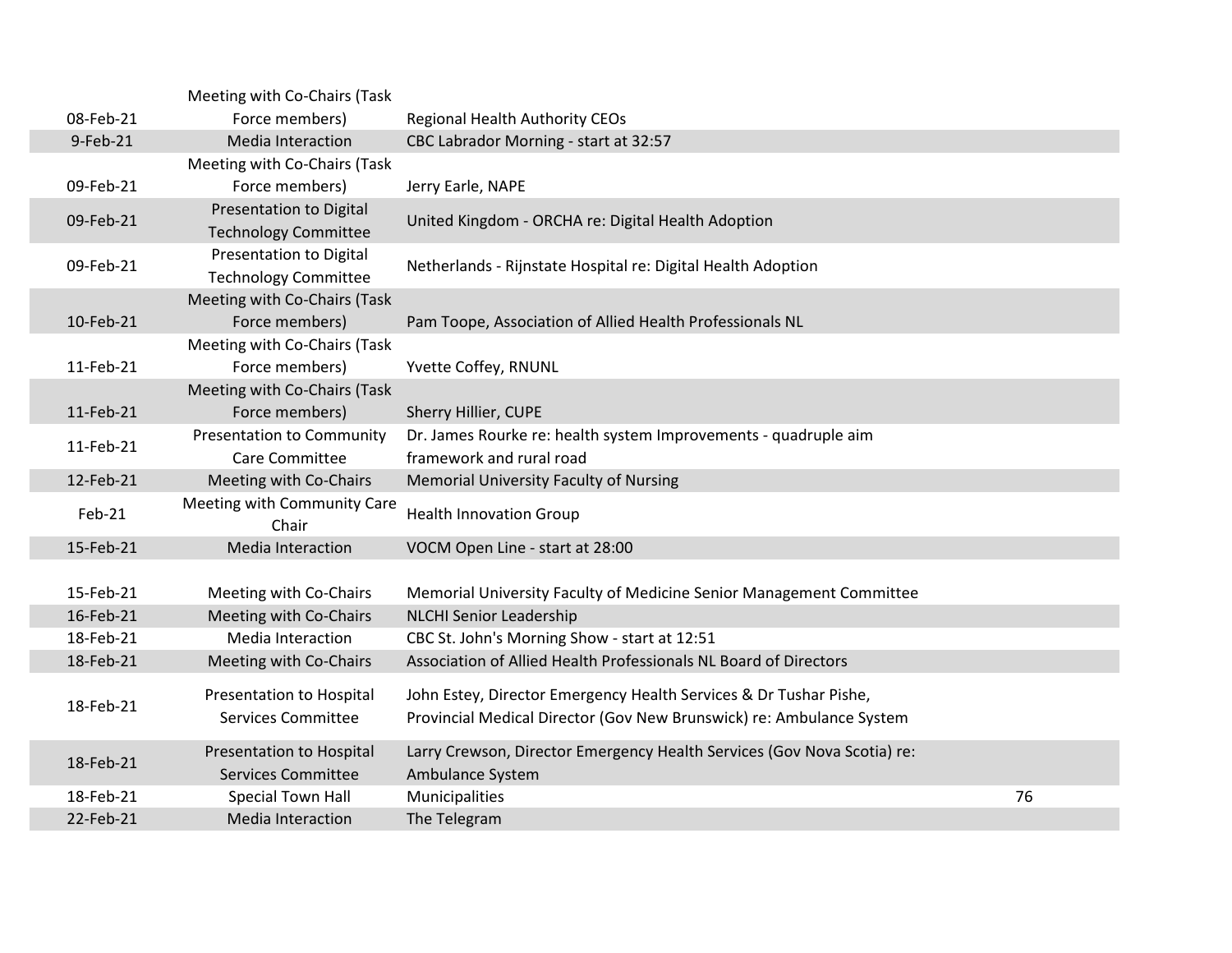| | | | |
|---|---|---|---|
| 08-Feb-21 | Meeting with Co-Chairs (Task Force members) | Regional Health Authority CEOs | |
| 9-Feb-21 | Media Interaction | CBC Labrador Morning - start at 32:57 | |
| 09-Feb-21 | Meeting with Co-Chairs (Task Force members) | Jerry Earle, NAPE | |
| 09-Feb-21 | Presentation to Digital Technology Committee | United Kingdom - ORCHA re: Digital Health Adoption | |
| 09-Feb-21 | Presentation to Digital Technology Committee | Netherlands - Rijnstate Hospital re: Digital Health Adoption | |
| 10-Feb-21 | Meeting with Co-Chairs (Task Force members) | Pam Toope, Association of Allied Health Professionals NL | |
| 11-Feb-21 | Meeting with Co-Chairs (Task Force members) | Yvette Coffey, RNUNL | |
| 11-Feb-21 | Meeting with Co-Chairs (Task Force members) | Sherry Hillier, CUPE | |
| 11-Feb-21 | Presentation to Community Care Committee | Dr. James Rourke re: health system Improvements - quadruple aim framework and rural road | |
| 12-Feb-21 | Meeting with Co-Chairs | Memorial University Faculty of Nursing | |
| Feb-21 | Meeting with Community Care Chair | Health Innovation Group | |
| 15-Feb-21 | Media Interaction | VOCM Open Line - start at 28:00 | |
| 15-Feb-21 | Meeting with Co-Chairs | Memorial University Faculty of Medicine Senior Management Committee | |
| 16-Feb-21 | Meeting with Co-Chairs | NLCHI Senior Leadership | |
| 18-Feb-21 | Media Interaction | CBC St. John's Morning Show - start at 12:51 | |
| 18-Feb-21 | Meeting with Co-Chairs | Association of Allied Health Professionals NL Board of Directors | |
| 18-Feb-21 | Presentation to Hospital Services Committee | John Estey, Director Emergency Health Services & Dr Tushar Pishe, Provincial Medical Director (Gov New Brunswick) re: Ambulance System | |
| 18-Feb-21 | Presentation to Hospital Services Committee | Larry Crewson, Director Emergency Health Services (Gov Nova Scotia) re: Ambulance System | |
| 18-Feb-21 | Special Town Hall | Municipalities | 76 |
| 22-Feb-21 | Media Interaction | The Telegram | |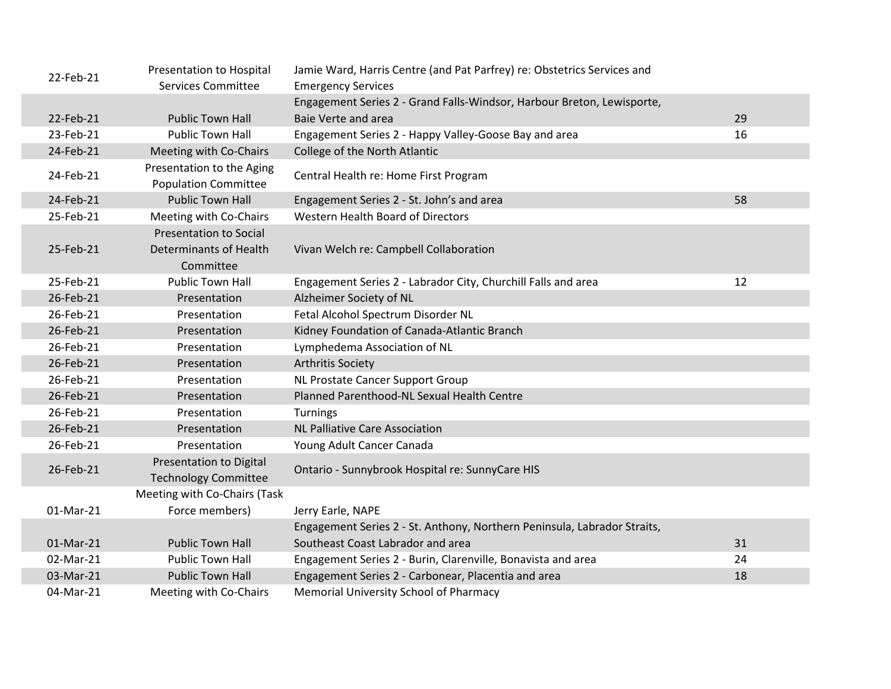| | | | |
|---|---|---|---|
| 22-Feb-21 | Presentation to Hospital Services Committee | Jamie Ward, Harris Centre (and Pat Parfrey) re: Obstetrics Services and Emergency Services | |
| 22-Feb-21 | Public Town Hall | Engagement Series 2 - Grand Falls-Windsor, Harbour Breton, Lewisporte, Baie Verte and area | 29 |
| 23-Feb-21 | Public Town Hall | Engagement Series 2 - Happy Valley-Goose Bay and area | 16 |
| 24-Feb-21 | Meeting with Co-Chairs | College of the North Atlantic | |
| 24-Feb-21 | Presentation to the Aging Population Committee | Central Health re: Home First Program | |
| 24-Feb-21 | Public Town Hall | Engagement Series 2 - St. John's and area | 58 |
| 25-Feb-21 | Meeting with Co-Chairs | Western Health Board of Directors | |
| 25-Feb-21 | Presentation to Social Determinants of Health Committee | Vivan Welch re: Campbell Collaboration | |
| 25-Feb-21 | Public Town Hall | Engagement Series 2 - Labrador City, Churchill Falls and area | 12 |
| 26-Feb-21 | Presentation | Alzheimer Society of NL | |
| 26-Feb-21 | Presentation | Fetal Alcohol Spectrum Disorder NL | |
| 26-Feb-21 | Presentation | Kidney Foundation of Canada-Atlantic Branch | |
| 26-Feb-21 | Presentation | Lymphedema Association of NL | |
| 26-Feb-21 | Presentation | Arthritis Society | |
| 26-Feb-21 | Presentation | NL Prostate Cancer Support Group | |
| 26-Feb-21 | Presentation | Planned Parenthood-NL Sexual Health Centre | |
| 26-Feb-21 | Presentation | Turnings | |
| 26-Feb-21 | Presentation | NL Palliative Care Association | |
| 26-Feb-21 | Presentation | Young Adult Cancer Canada | |
| 26-Feb-21 | Presentation to Digital Technology Committee | Ontario - Sunnybrook Hospital re: SunnyCare HIS | |
| 01-Mar-21 | Meeting with Co-Chairs (Task Force members) | Jerry Earle, NAPE | |
| 01-Mar-21 | Public Town Hall | Engagement Series 2 - St. Anthony, Northern Peninsula, Labrador Straits, Southeast Coast Labrador and area | 31 |
| 02-Mar-21 | Public Town Hall | Engagement Series 2 - Burin, Clarenville, Bonavista and area | 24 |
| 03-Mar-21 | Public Town Hall | Engagement Series 2 - Carbonear, Placentia and area | 18 |
| 04-Mar-21 | Meeting with Co-Chairs | Memorial University School of Pharmacy | |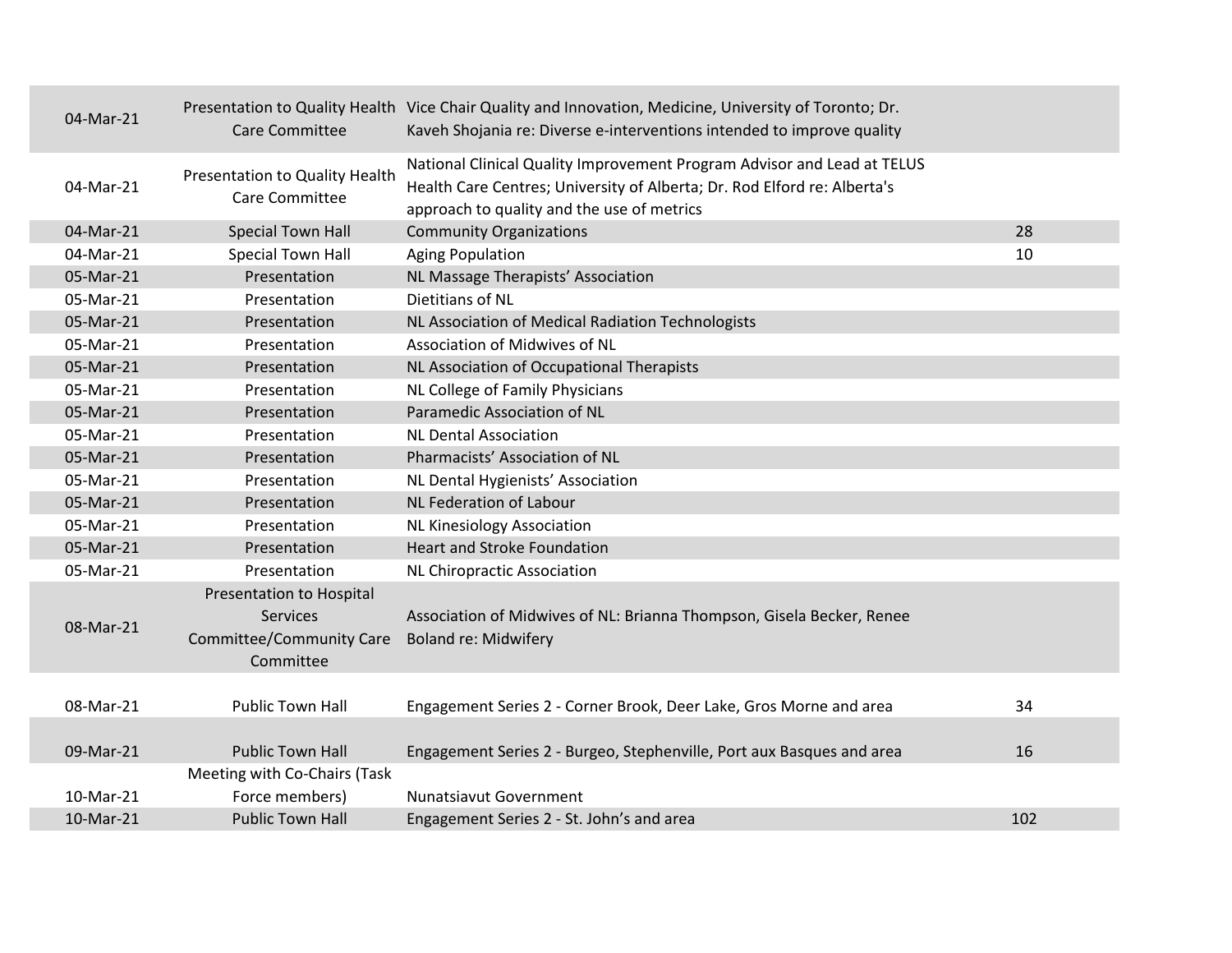| | | | |
|---|---|---|---|
| 04-Mar-21 | Presentation to Quality Health Care Committee | Vice Chair Quality and Innovation, Medicine, University of Toronto; Dr. Kaveh Shojania re: Diverse e-interventions intended to improve quality | |
| 04-Mar-21 | Presentation to Quality Health Care Committee | National Clinical Quality Improvement Program Advisor and Lead at TELUS Health Care Centres; University of Alberta; Dr. Rod Elford re: Alberta's approach to quality and the use of metrics | |
| 04-Mar-21 | Special Town Hall | Community Organizations | 28 |
| 04-Mar-21 | Special Town Hall | Aging Population | 10 |
| 05-Mar-21 | Presentation | NL Massage Therapists' Association | |
| 05-Mar-21 | Presentation | Dietitians of NL | |
| 05-Mar-21 | Presentation | NL Association of Medical Radiation Technologists | |
| 05-Mar-21 | Presentation | Association of Midwives of NL | |
| 05-Mar-21 | Presentation | NL Association of Occupational Therapists | |
| 05-Mar-21 | Presentation | NL College of Family Physicians | |
| 05-Mar-21 | Presentation | Paramedic Association of NL | |
| 05-Mar-21 | Presentation | NL Dental Association | |
| 05-Mar-21 | Presentation | Pharmacists' Association of NL | |
| 05-Mar-21 | Presentation | NL Dental Hygienists' Association | |
| 05-Mar-21 | Presentation | NL Federation of Labour | |
| 05-Mar-21 | Presentation | NL Kinesiology Association | |
| 05-Mar-21 | Presentation | Heart and Stroke Foundation | |
| 05-Mar-21 | Presentation | NL Chiropractic Association | |
| 08-Mar-21 | Presentation to Hospital Services Committee/Community Care Committee | Association of Midwives of NL: Brianna Thompson, Gisela Becker, Renee Boland re: Midwifery | |
| 08-Mar-21 | Public Town Hall | Engagement Series 2 - Corner Brook, Deer Lake, Gros Morne and area | 34 |
| 09-Mar-21 | Public Town Hall | Engagement Series 2 - Burgeo, Stephenville, Port aux Basques and area | 16 |
| 10-Mar-21 | Meeting with Co-Chairs (Task Force members) | Nunatsiavut Government | |
| 10-Mar-21 | Public Town Hall | Engagement Series 2 - St. John's and area | 102 |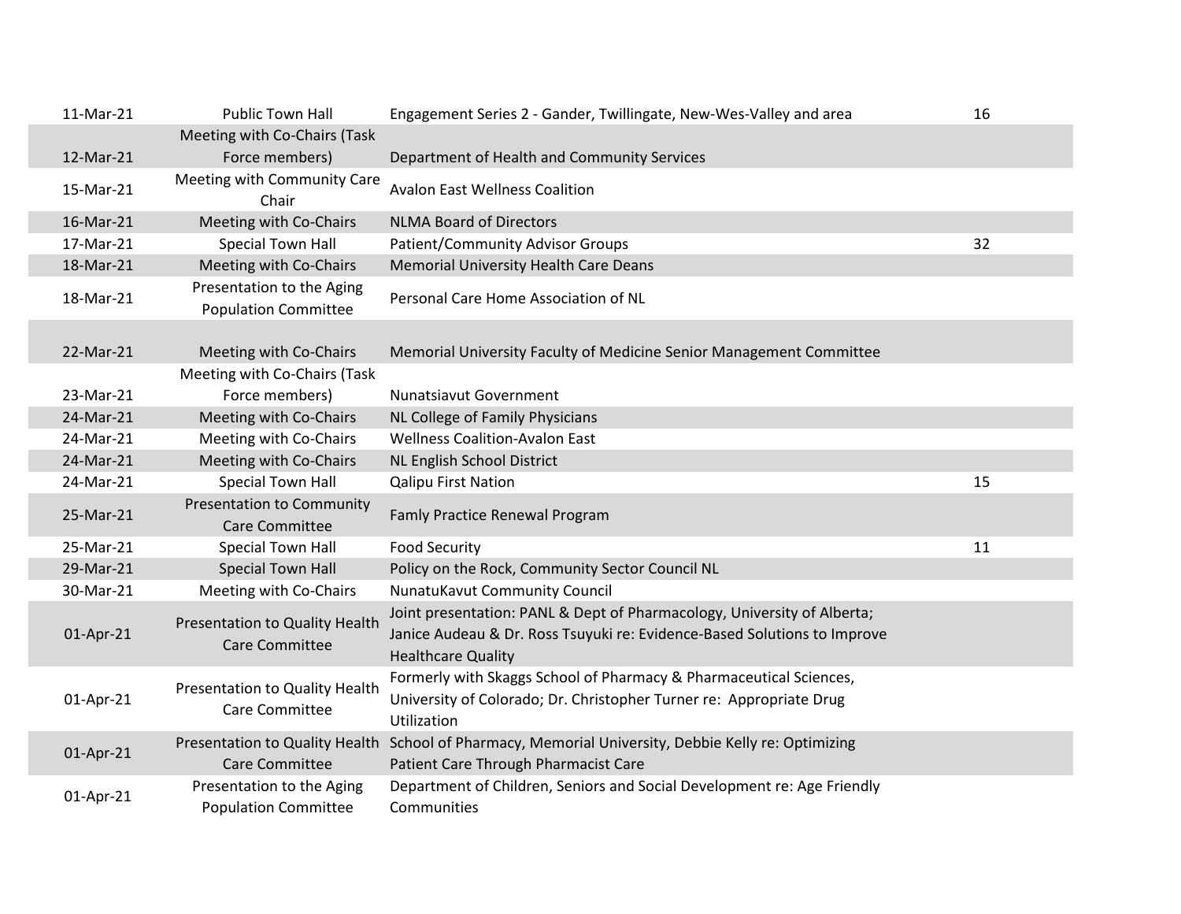| | | | |
|---|---|---|---|
| 11-Mar-21 | Public Town Hall | Engagement Series 2 - Gander, Twillingate, New-Wes-Valley and area | 16 |
| 12-Mar-21 | Meeting with Co-Chairs (Task Force members) | Department of Health and Community Services | |
| 15-Mar-21 | Meeting with Community Care Chair | Avalon East Wellness Coalition | |
| 16-Mar-21 | Meeting with Co-Chairs | NLMA Board of Directors | |
| 17-Mar-21 | Special Town Hall | Patient/Community Advisor Groups | 32 |
| 18-Mar-21 | Meeting with Co-Chairs | Memorial University Health Care Deans | |
| 18-Mar-21 | Presentation to the Aging Population Committee | Personal Care Home Association of NL | |
| 22-Mar-21 | Meeting with Co-Chairs | Memorial University Faculty of Medicine Senior Management Committee | |
| 23-Mar-21 | Meeting with Co-Chairs (Task Force members) | Nunatsiavut Government | |
| 24-Mar-21 | Meeting with Co-Chairs | NL College of Family Physicians | |
| 24-Mar-21 | Meeting with Co-Chairs | Wellness Coalition-Avalon East | |
| 24-Mar-21 | Meeting with Co-Chairs | NL English School District | |
| 24-Mar-21 | Special Town Hall | Qalipu First Nation | 15 |
| 25-Mar-21 | Presentation to Community Care Committee | Famly Practice Renewal Program | |
| 25-Mar-21 | Special Town Hall | Food Security | 11 |
| 29-Mar-21 | Special Town Hall | Policy on the Rock, Community Sector Council NL | |
| 30-Mar-21 | Meeting with Co-Chairs | NunatuKavut Community Council | |
| 01-Apr-21 | Presentation to Quality Health Care Committee | Joint presentation: PANL & Dept of Pharmacology, University of Alberta; Janice Audeau & Dr. Ross Tsuyuki re: Evidence-Based Solutions to Improve Healthcare Quality | |
| 01-Apr-21 | Presentation to Quality Health Care Committee | Formerly with Skaggs School of Pharmacy & Pharmaceutical Sciences, University of Colorado; Dr. Christopher Turner re: Appropriate Drug Utilization | |
| 01-Apr-21 | Presentation to Quality Health Care Committee | School of Pharmacy, Memorial University, Debbie Kelly re: Optimizing Patient Care Through Pharmacist Care | |
| 01-Apr-21 | Presentation to the Aging Population Committee | Department of Children, Seniors and Social Development re: Age Friendly Communities | |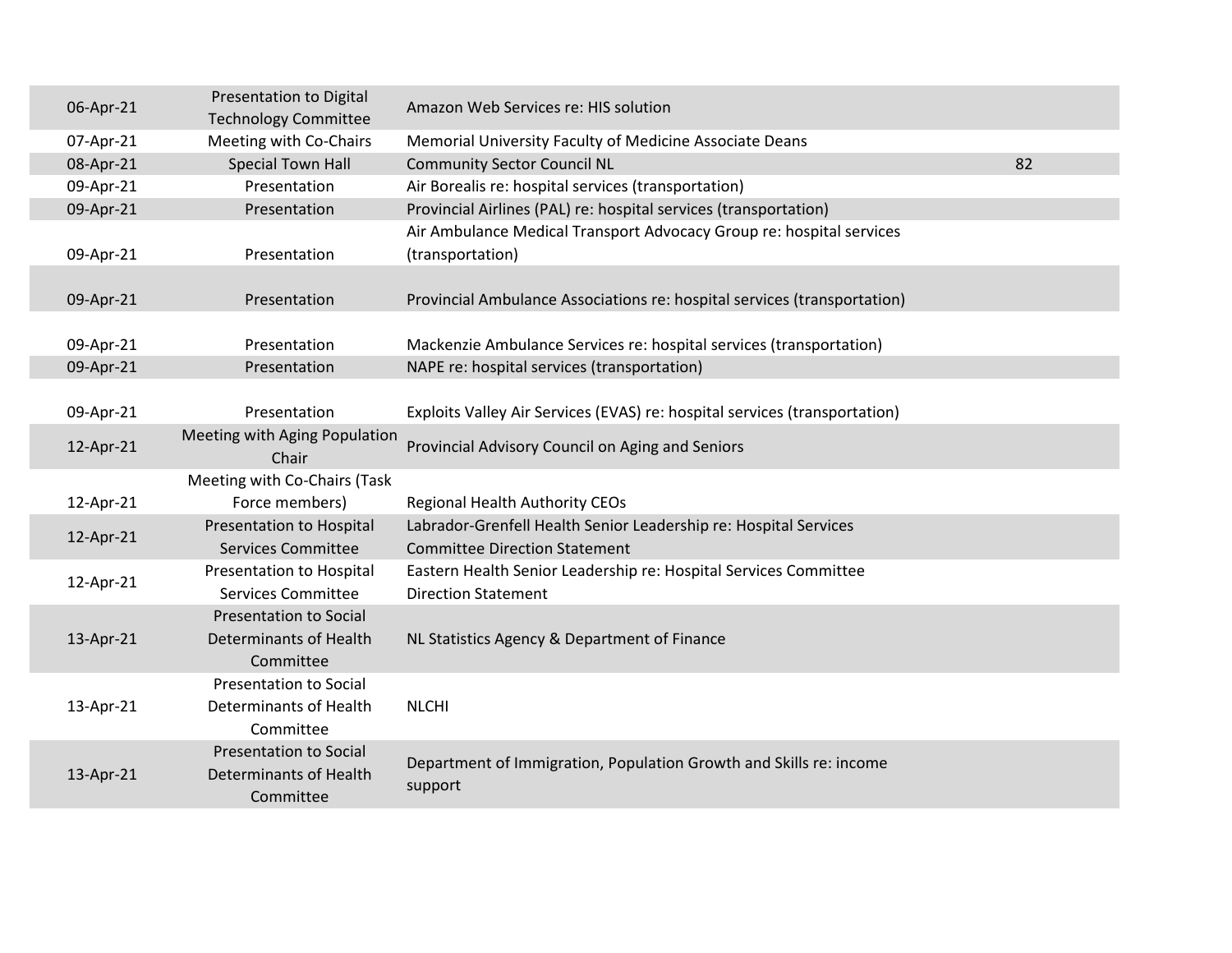| | | | |
|---|---|---|---|
| 06-Apr-21 | Presentation to Digital Technology Committee | Amazon Web Services re: HIS solution | |
| 07-Apr-21 | Meeting with Co-Chairs | Memorial University Faculty of Medicine Associate Deans | |
| 08-Apr-21 | Special Town Hall | Community Sector Council NL | 82 |
| 09-Apr-21 | Presentation | Air Borealis re: hospital services (transportation) | |
| 09-Apr-21 | Presentation | Provincial Airlines (PAL) re: hospital services (transportation) | |
| 09-Apr-21 | Presentation | Air Ambulance Medical Transport Advocacy Group re: hospital services (transportation) | |
| 09-Apr-21 | Presentation | Provincial Ambulance Associations re: hospital services (transportation) | |
| 09-Apr-21 | Presentation | Mackenzie Ambulance Services re: hospital services (transportation) | |
| 09-Apr-21 | Presentation | NAPE re: hospital services (transportation) | |
| 09-Apr-21 | Presentation | Exploits Valley Air Services (EVAS) re: hospital services (transportation) | |
| 12-Apr-21 | Meeting with Aging Population Chair | Provincial Advisory Council on Aging and Seniors | |
| 12-Apr-21 | Meeting with Co-Chairs (Task Force members) | Regional Health Authority CEOs | |
| 12-Apr-21 | Presentation to Hospital Services Committee | Labrador-Grenfell Health Senior Leadership re: Hospital Services Committee Direction Statement | |
| 12-Apr-21 | Presentation to Hospital Services Committee | Eastern Health Senior Leadership re: Hospital Services Committee Direction Statement | |
| 13-Apr-21 | Presentation to Social Determinants of Health Committee | NL Statistics Agency & Department of Finance | |
| 13-Apr-21 | Presentation to Social Determinants of Health Committee | NLCHI | |
| 13-Apr-21 | Presentation to Social Determinants of Health Committee | Department of Immigration, Population Growth and Skills re: income support | |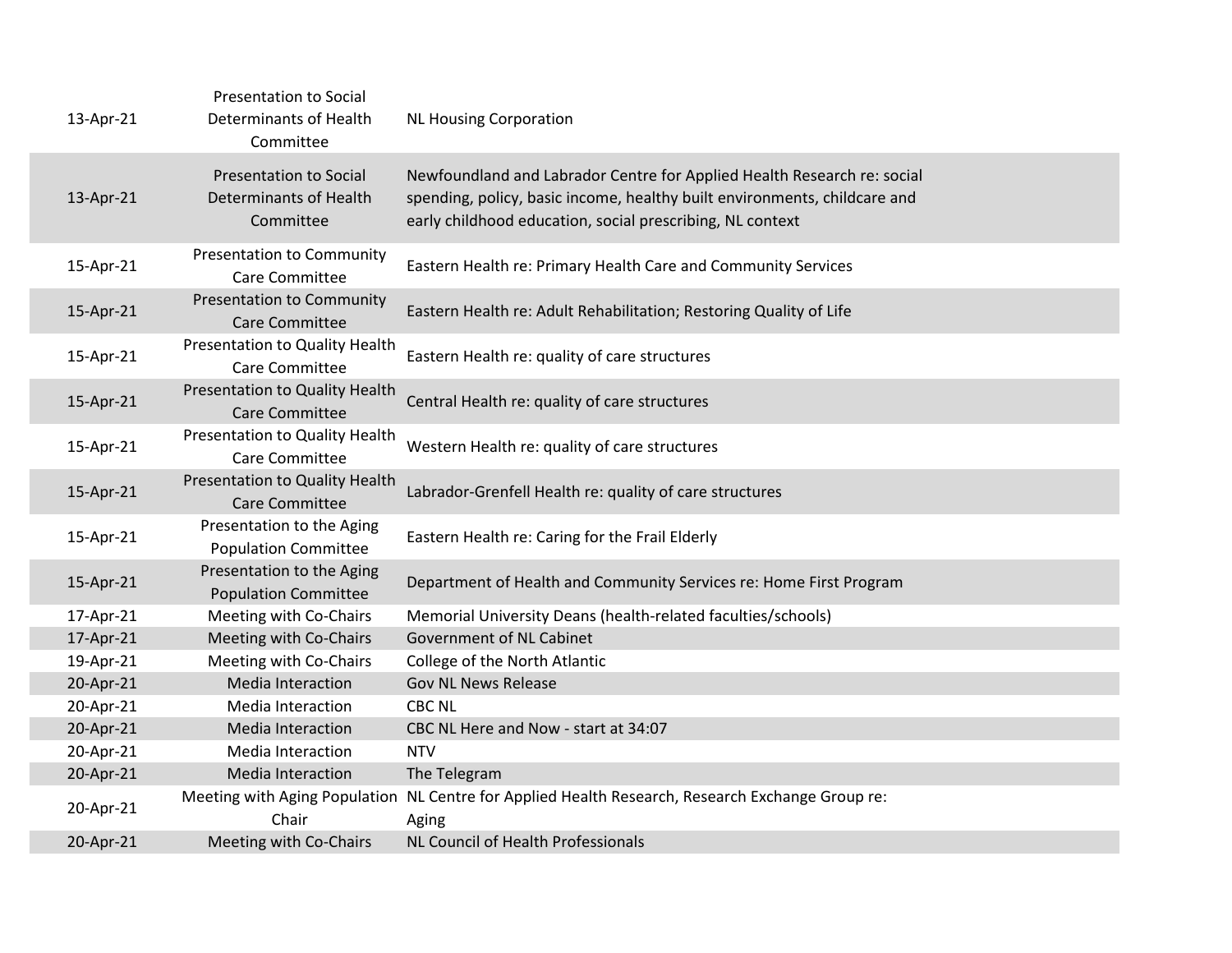| | | |
|---|---|---|
| 13-Apr-21 | Presentation to Social Determinants of Health Committee | NL Housing Corporation |
| 13-Apr-21 | Presentation to Social Determinants of Health Committee | Newfoundland and Labrador Centre for Applied Health Research re: social spending, policy, basic income, healthy built environments, childcare and early childhood education, social prescribing, NL context |
| 15-Apr-21 | Presentation to Community Care Committee | Eastern Health re: Primary Health Care and Community Services |
| 15-Apr-21 | Presentation to Community Care Committee | Eastern Health re: Adult Rehabilitation; Restoring Quality of Life |
| 15-Apr-21 | Presentation to Quality Health Care Committee | Eastern Health re: quality of care structures |
| 15-Apr-21 | Presentation to Quality Health Care Committee | Central Health re: quality of care structures |
| 15-Apr-21 | Presentation to Quality Health Care Committee | Western Health re: quality of care structures |
| 15-Apr-21 | Presentation to Quality Health Care Committee | Labrador-Grenfell Health re: quality of care structures |
| 15-Apr-21 | Presentation to the Aging Population Committee | Eastern Health re: Caring for the Frail Elderly |
| 15-Apr-21 | Presentation to the Aging Population Committee | Department of Health and Community Services re: Home First Program |
| 17-Apr-21 | Meeting with Co-Chairs | Memorial University Deans (health-related faculties/schools) |
| 17-Apr-21 | Meeting with Co-Chairs | Government of NL Cabinet |
| 19-Apr-21 | Meeting with Co-Chairs | College of the North Atlantic |
| 20-Apr-21 | Media Interaction | Gov NL News Release |
| 20-Apr-21 | Media Interaction | CBC NL |
| 20-Apr-21 | Media Interaction | CBC NL Here and Now - start at 34:07 |
| 20-Apr-21 | Media Interaction | NTV |
| 20-Apr-21 | Media Interaction | The Telegram |
| 20-Apr-21 | Meeting with Aging Population Chair | NL Centre for Applied Health Research, Research Exchange Group re: Aging |
| 20-Apr-21 | Meeting with Co-Chairs | NL Council of Health Professionals |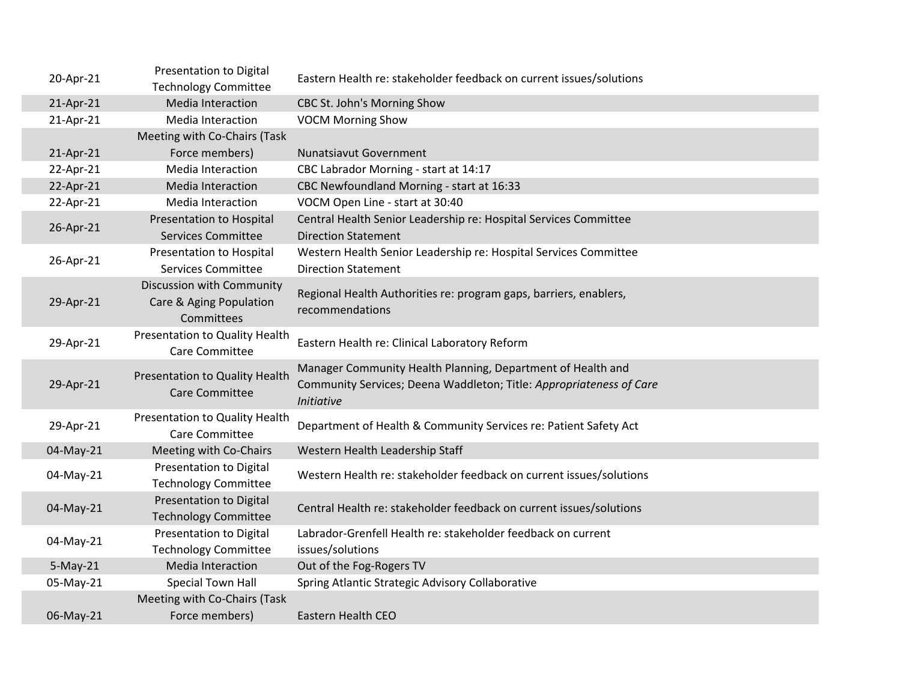| | | |
|---|---|---|
| 20-Apr-21 | Presentation to Digital Technology Committee | Eastern Health re: stakeholder feedback on current issues/solutions |
| 21-Apr-21 | Media Interaction | CBC St. John's Morning Show |
| 21-Apr-21 | Media Interaction | VOCM Morning Show |
| 21-Apr-21 | Meeting with Co-Chairs (Task Force members) | Nunatsiavut Government |
| 22-Apr-21 | Media Interaction | CBC Labrador Morning - start at 14:17 |
| 22-Apr-21 | Media Interaction | CBC Newfoundland Morning - start at 16:33 |
| 22-Apr-21 | Media Interaction | VOCM Open Line - start at 30:40 |
| 26-Apr-21 | Presentation to Hospital Services Committee | Central Health Senior Leadership re: Hospital Services Committee Direction Statement |
| 26-Apr-21 | Presentation to Hospital Services Committee | Western Health Senior Leadership re: Hospital Services Committee Direction Statement |
| 29-Apr-21 | Discussion with Community Care & Aging Population Committees | Regional Health Authorities re: program gaps, barriers, enablers, recommendations |
| 29-Apr-21 | Presentation to Quality Health Care Committee | Eastern Health re: Clinical Laboratory Reform |
| 29-Apr-21 | Presentation to Quality Health Care Committee | Manager Community Health Planning, Department of Health and Community Services; Deena Waddleton; Title: *Appropriateness of Care Initiative* |
| 29-Apr-21 | Presentation to Quality Health Care Committee | Department of Health & Community Services re: Patient Safety Act |
| 04-May-21 | Meeting with Co-Chairs | Western Health Leadership Staff |
| 04-May-21 | Presentation to Digital Technology Committee | Western Health re: stakeholder feedback on current issues/solutions |
| 04-May-21 | Presentation to Digital Technology Committee | Central Health re: stakeholder feedback on current issues/solutions |
| 04-May-21 | Presentation to Digital Technology Committee | Labrador-Grenfell Health re: stakeholder feedback on current issues/solutions |
| 5-May-21 | Media Interaction | Out of the Fog-Rogers TV |
| 05-May-21 | Special Town Hall | Spring Atlantic Strategic Advisory Collaborative |
| 06-May-21 | Meeting with Co-Chairs (Task Force members) | Eastern Health CEO |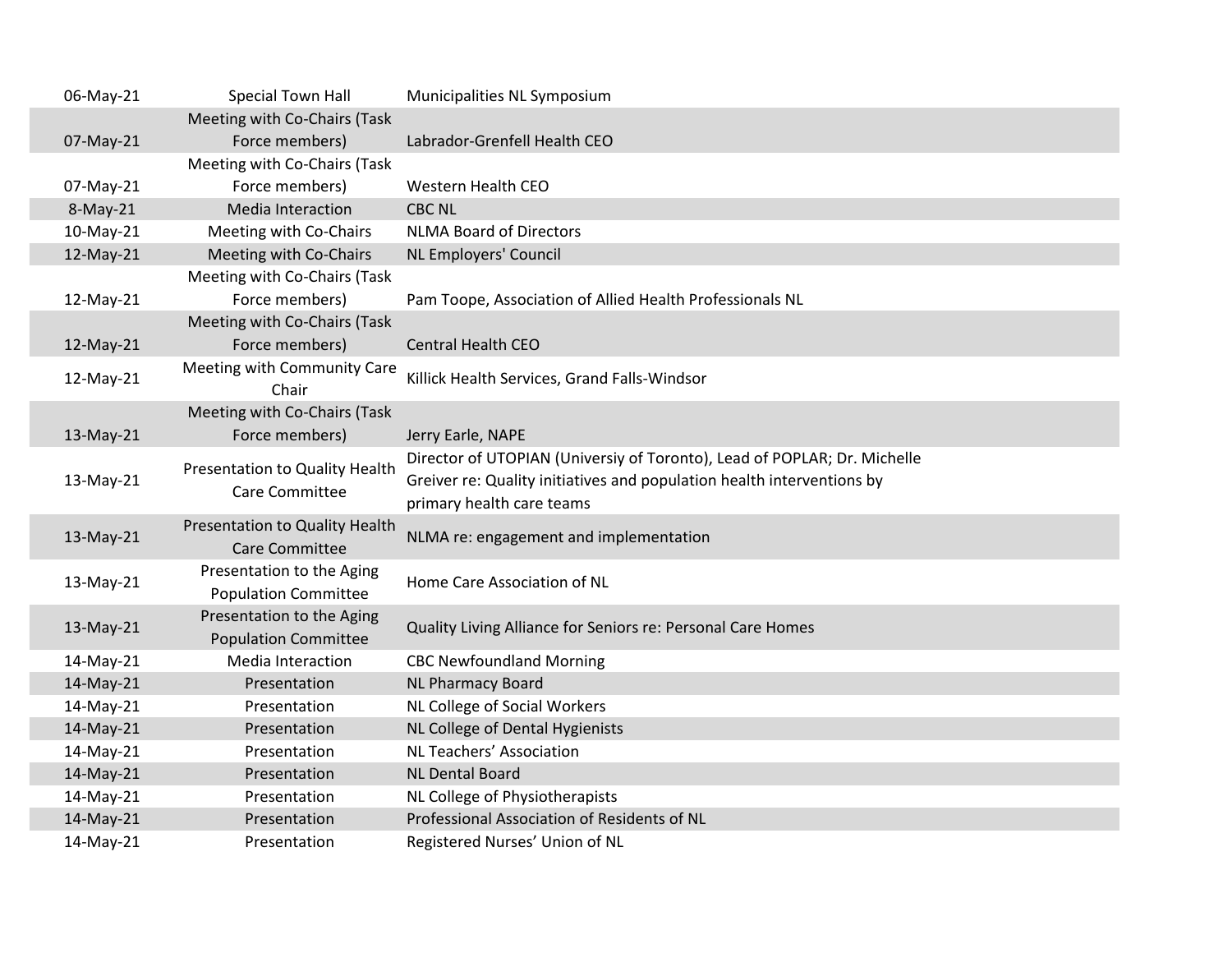| 06-May-21 | Special Town Hall | Municipalities NL Symposium |
|---|---|---|
| 07-May-21 | Meeting with Co-Chairs (Task Force members) | Labrador-Grenfell Health CEO |
| 07-May-21 | Meeting with Co-Chairs (Task Force members) | Western Health CEO |
| 8-May-21 | Media Interaction | CBC NL |
| 10-May-21 | Meeting with Co-Chairs | NLMA Board of Directors |
| 12-May-21 | Meeting with Co-Chairs | NL Employers' Council |
| 12-May-21 | Meeting with Co-Chairs (Task Force members) | Pam Toope, Association of Allied Health Professionals NL |
| 12-May-21 | Meeting with Co-Chairs (Task Force members) | Central Health CEO |
| 12-May-21 | Meeting with Community Care Chair | Killick Health Services, Grand Falls-Windsor |
| 13-May-21 | Meeting with Co-Chairs (Task Force members) | Jerry Earle, NAPE |
| 13-May-21 | Presentation to Quality Health Care Committee | Director of UTOPIAN (Universiy of Toronto), Lead of POPLAR; Dr. Michelle Greiver re: Quality initiatives and population health interventions by primary health care teams |
| 13-May-21 | Presentation to Quality Health Care Committee | NLMA re: engagement and implementation |
| 13-May-21 | Presentation to the Aging Population Committee | Home Care Association of NL |
| 13-May-21 | Presentation to the Aging Population Committee | Quality Living Alliance for Seniors re: Personal Care Homes |
| 14-May-21 | Media Interaction | CBC Newfoundland Morning |
| 14-May-21 | Presentation | NL Pharmacy Board |
| 14-May-21 | Presentation | NL College of Social Workers |
| 14-May-21 | Presentation | NL College of Dental Hygienists |
| 14-May-21 | Presentation | NL Teachers' Association |
| 14-May-21 | Presentation | NL Dental Board |
| 14-May-21 | Presentation | NL College of Physiotherapists |
| 14-May-21 | Presentation | Professional Association of Residents of NL |
| 14-May-21 | Presentation | Registered Nurses' Union of NL |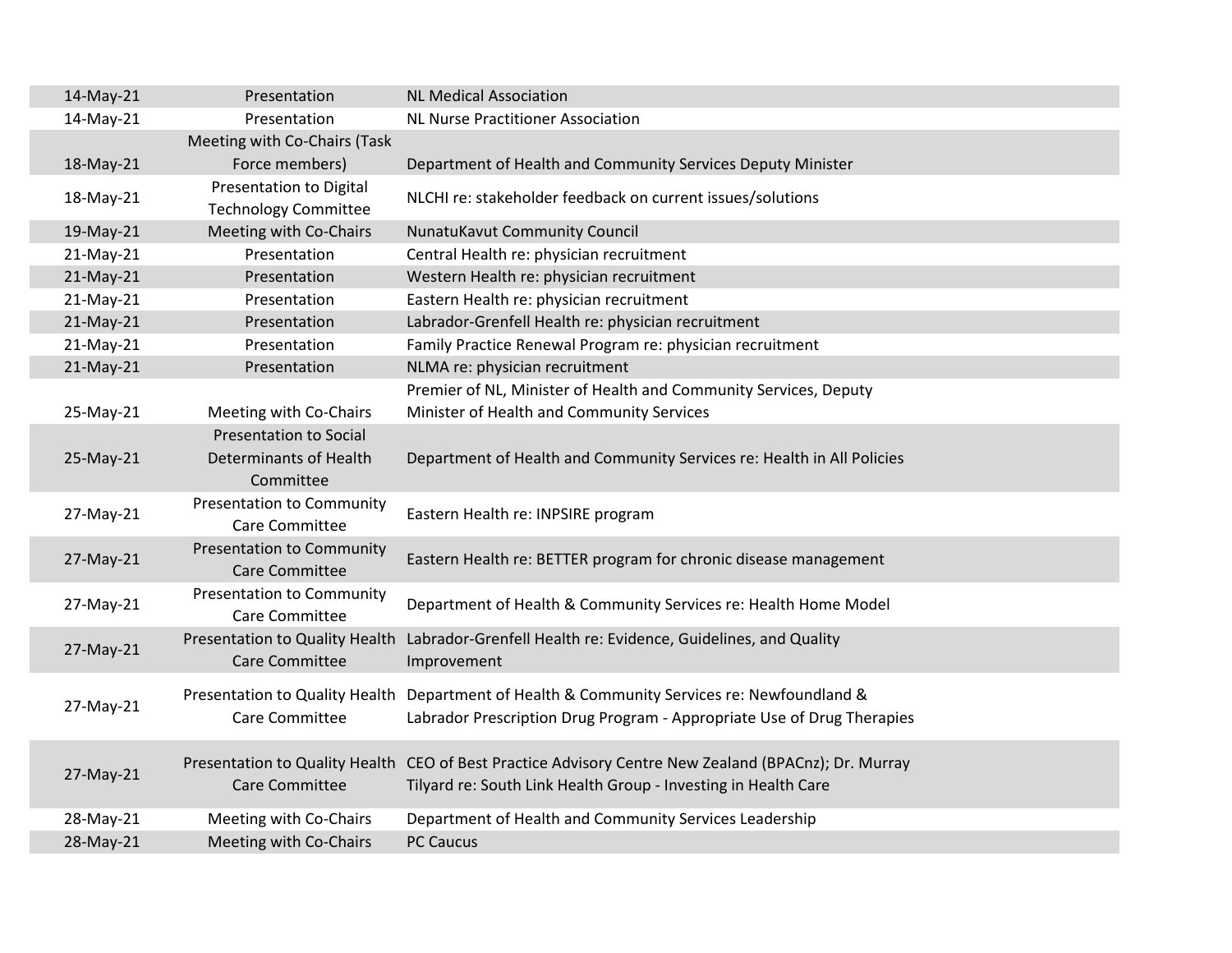| | | |
|---|---|---|
| 14-May-21 | Presentation | NL Medical Association |
| 14-May-21 | Presentation | NL Nurse Practitioner Association |
| 18-May-21 | Meeting with Co-Chairs (Task Force members) | Department of Health and Community Services Deputy Minister |
| 18-May-21 | Presentation to Digital Technology Committee | NLCHI re: stakeholder feedback on current issues/solutions |
| 19-May-21 | Meeting with Co-Chairs | NunatuKavut Community Council |
| 21-May-21 | Presentation | Central Health re: physician recruitment |
| 21-May-21 | Presentation | Western Health re: physician recruitment |
| 21-May-21 | Presentation | Eastern Health re: physician recruitment |
| 21-May-21 | Presentation | Labrador-Grenfell Health re: physician recruitment |
| 21-May-21 | Presentation | Family Practice Renewal Program re: physician recruitment |
| 21-May-21 | Presentation | NLMA re: physician recruitment |
| 25-May-21 | Meeting with Co-Chairs | Premier of NL, Minister of Health and Community Services, Deputy Minister of Health and Community Services |
| 25-May-21 | Presentation to Social Determinants of Health Committee | Department of Health and Community Services re: Health in All Policies |
| 27-May-21 | Presentation to Community Care Committee | Eastern Health re: INPSIRE program |
| 27-May-21 | Presentation to Community Care Committee | Eastern Health re: BETTER program for chronic disease management |
| 27-May-21 | Presentation to Community Care Committee | Department of Health & Community Services re: Health Home Model |
| 27-May-21 | Presentation to Quality Health Care Committee | Labrador-Grenfell Health re: Evidence, Guidelines, and Quality Improvement |
| 27-May-21 | Presentation to Quality Health Care Committee | Department of Health & Community Services re: Newfoundland & Labrador Prescription Drug Program - Appropriate Use of Drug Therapies |
| 27-May-21 | Presentation to Quality Health Care Committee | CEO of Best Practice Advisory Centre New Zealand (BPACnz); Dr. Murray Tilyard re: South Link Health Group - Investing in Health Care |
| 28-May-21 | Meeting with Co-Chairs | Department of Health and Community Services Leadership |
| 28-May-21 | Meeting with Co-Chairs | PC Caucus |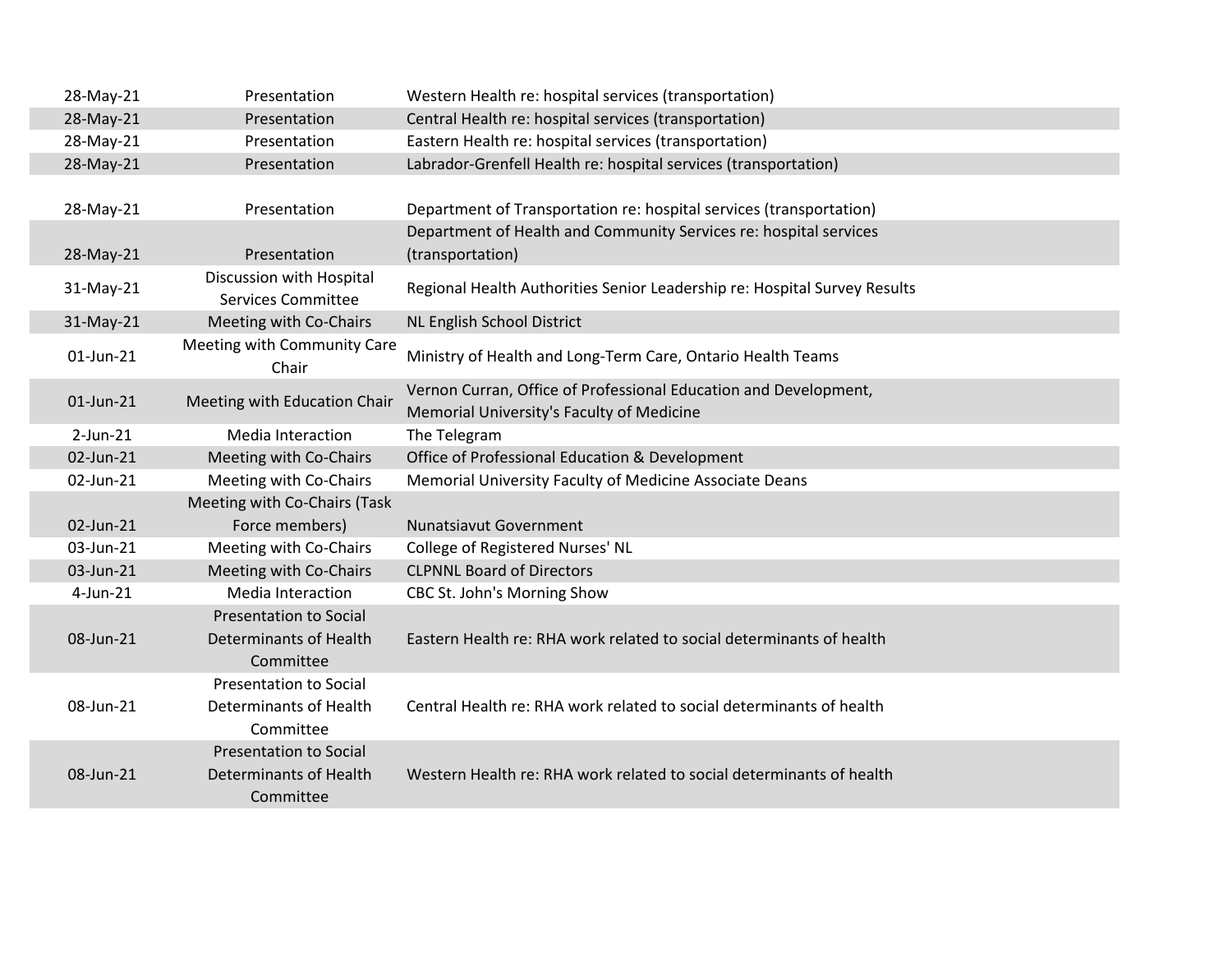| | | |
|---|---|---|
| 28-May-21 | Presentation | Western Health re: hospital services (transportation) |
| 28-May-21 | Presentation | Central Health re: hospital services (transportation) |
| 28-May-21 | Presentation | Eastern Health re: hospital services (transportation) |
| 28-May-21 | Presentation | Labrador-Grenfell Health re: hospital services (transportation) |
| 28-May-21 | Presentation | Department of Transportation re: hospital services (transportation) |
| 28-May-21 | Presentation | Department of Health and Community Services re: hospital services (transportation) |
| 31-May-21 | Discussion with Hospital Services Committee | Regional Health Authorities Senior Leadership re: Hospital Survey Results |
| 31-May-21 | Meeting with Co-Chairs | NL English School District |
| 01-Jun-21 | Meeting with Community Care Chair | Ministry of Health and Long-Term Care, Ontario Health Teams |
| 01-Jun-21 | Meeting with Education Chair | Vernon Curran, Office of Professional Education and Development, Memorial University's Faculty of Medicine |
| 2-Jun-21 | Media Interaction | The Telegram |
| 02-Jun-21 | Meeting with Co-Chairs | Office of Professional Education & Development |
| 02-Jun-21 | Meeting with Co-Chairs | Memorial University Faculty of Medicine Associate Deans |
| 02-Jun-21 | Meeting with Co-Chairs (Task Force members) | Nunatsiavut Government |
| 03-Jun-21 | Meeting with Co-Chairs | College of Registered Nurses' NL |
| 03-Jun-21 | Meeting with Co-Chairs | CLPNNL Board of Directors |
| 4-Jun-21 | Media Interaction | CBC St. John's Morning Show |
| 08-Jun-21 | Presentation to Social Determinants of Health Committee | Eastern Health re: RHA work related to social determinants of health |
| 08-Jun-21 | Presentation to Social Determinants of Health Committee | Central Health re: RHA work related to social determinants of health |
| 08-Jun-21 | Presentation to Social Determinants of Health Committee | Western Health re: RHA work related to social determinants of health |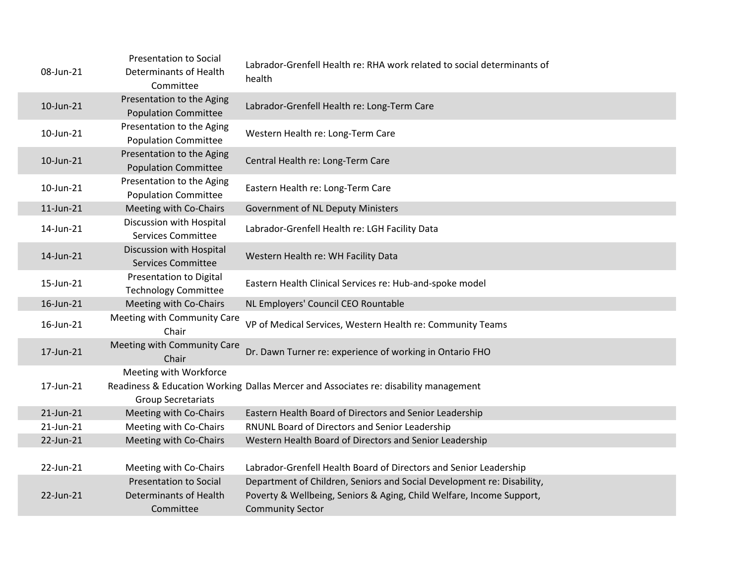| | | |
|---|---|---|
| 08-Jun-21 | Presentation to Social Determinants of Health Committee | Labrador-Grenfell Health re: RHA work related to social determinants of health |
| 10-Jun-21 | Presentation to the Aging Population Committee | Labrador-Grenfell Health re: Long-Term Care |
| 10-Jun-21 | Presentation to the Aging Population Committee | Western Health re: Long-Term Care |
| 10-Jun-21 | Presentation to the Aging Population Committee | Central Health re: Long-Term Care |
| 10-Jun-21 | Presentation to the Aging Population Committee | Eastern Health re: Long-Term Care |
| 11-Jun-21 | Meeting with Co-Chairs | Government of NL Deputy Ministers |
| 14-Jun-21 | Discussion with Hospital Services Committee | Labrador-Grenfell Health re: LGH Facility Data |
| 14-Jun-21 | Discussion with Hospital Services Committee | Western Health re: WH Facility Data |
| 15-Jun-21 | Presentation to Digital Technology Committee | Eastern Health Clinical Services re: Hub-and-spoke model |
| 16-Jun-21 | Meeting with Co-Chairs | NL Employers' Council CEO Rountable |
| 16-Jun-21 | Meeting with Community Care Chair | VP of Medical Services, Western Health re: Community Teams |
| 17-Jun-21 | Meeting with Community Care Chair | Dr. Dawn Turner re: experience of working in Ontario FHO |
| 17-Jun-21 | Meeting with Workforce Readiness & Education Working Group Secretariats | Dallas Mercer and Associates re: disability management |
| 21-Jun-21 | Meeting with Co-Chairs | Eastern Health Board of Directors and Senior Leadership |
| 21-Jun-21 | Meeting with Co-Chairs | RNUNL Board of Directors and Senior Leadership |
| 22-Jun-21 | Meeting with Co-Chairs | Western Health Board of Directors and Senior Leadership |
| 22-Jun-21 | Meeting with Co-Chairs | Labrador-Grenfell Health Board of Directors and Senior Leadership |
| 22-Jun-21 | Presentation to Social Determinants of Health Committee | Department of Children, Seniors and Social Development re: Disability, Poverty & Wellbeing, Seniors & Aging, Child Welfare, Income Support, Community Sector |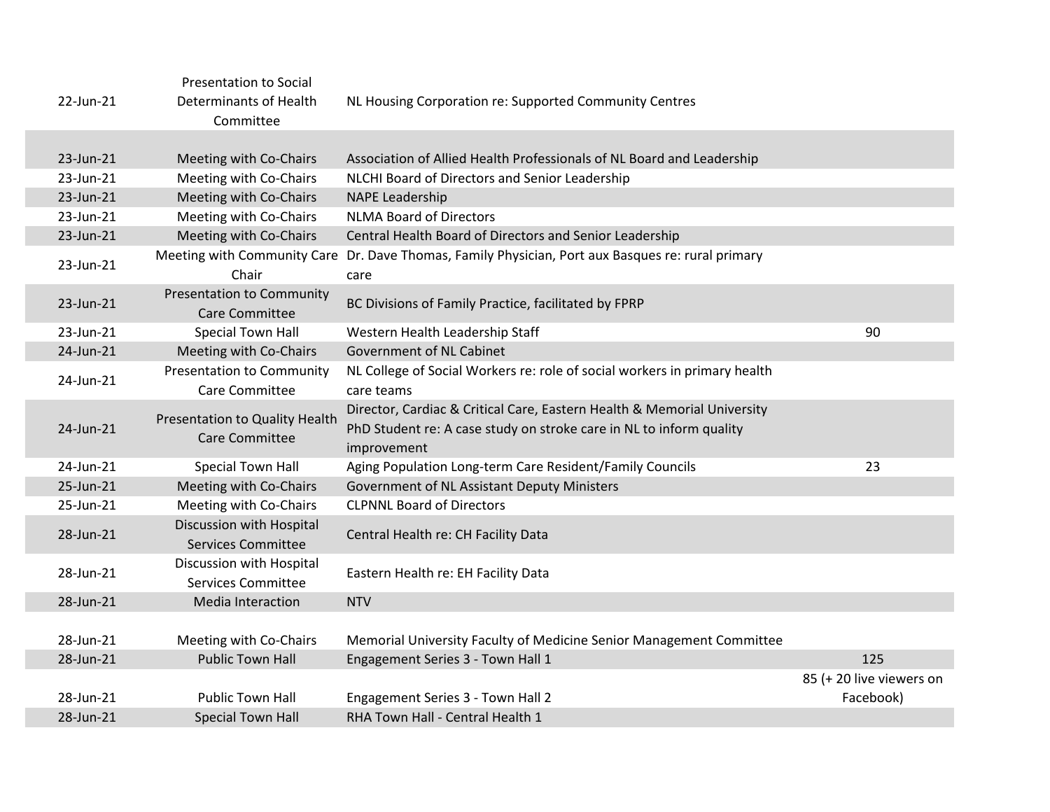| | | | |
|---|---|---|---|
| 22-Jun-21 | Presentation to Social Determinants of Health Committee | NL Housing Corporation re: Supported Community Centres | |
| 23-Jun-21 | Meeting with Co-Chairs | Association of Allied Health Professionals of NL Board and Leadership | |
| 23-Jun-21 | Meeting with Co-Chairs | NLCHI Board of Directors and Senior Leadership | |
| 23-Jun-21 | Meeting with Co-Chairs | NAPE Leadership | |
| 23-Jun-21 | Meeting with Co-Chairs | NLMA Board of Directors | |
| 23-Jun-21 | Meeting with Co-Chairs | Central Health Board of Directors and Senior Leadership | |
| 23-Jun-21 | Meeting with Community Care Chair | Dr. Dave Thomas, Family Physician, Port aux Basques re: rural primary care | |
| 23-Jun-21 | Presentation to Community Care Committee | BC Divisions of Family Practice, facilitated by FPRP | |
| 23-Jun-21 | Special Town Hall | Western Health Leadership Staff | 90 |
| 24-Jun-21 | Meeting with Co-Chairs | Government of NL Cabinet | |
| 24-Jun-21 | Presentation to Community Care Committee | NL College of Social Workers re: role of social workers in primary health care teams | |
| 24-Jun-21 | Presentation to Quality Health Care Committee | Director, Cardiac & Critical Care, Eastern Health & Memorial University PhD Student re: A case study on stroke care in NL to inform quality improvement | |
| 24-Jun-21 | Special Town Hall | Aging Population Long-term Care Resident/Family Councils | 23 |
| 25-Jun-21 | Meeting with Co-Chairs | Government of NL Assistant Deputy Ministers | |
| 25-Jun-21 | Meeting with Co-Chairs | CLPNNL Board of Directors | |
| 28-Jun-21 | Discussion with Hospital Services Committee | Central Health re: CH Facility Data | |
| 28-Jun-21 | Discussion with Hospital Services Committee | Eastern Health re: EH Facility Data | |
| 28-Jun-21 | Media Interaction | NTV | |
| 28-Jun-21 | Meeting with Co-Chairs | Memorial University Faculty of Medicine Senior Management Committee | |
| 28-Jun-21 | Public Town Hall | Engagement Series 3 - Town Hall 1 | 125 |
| 28-Jun-21 | Public Town Hall | Engagement Series 3 - Town Hall 2 | 85 (+ 20 live viewers on Facebook) |
| 28-Jun-21 | Special Town Hall | RHA Town Hall - Central Health 1 | |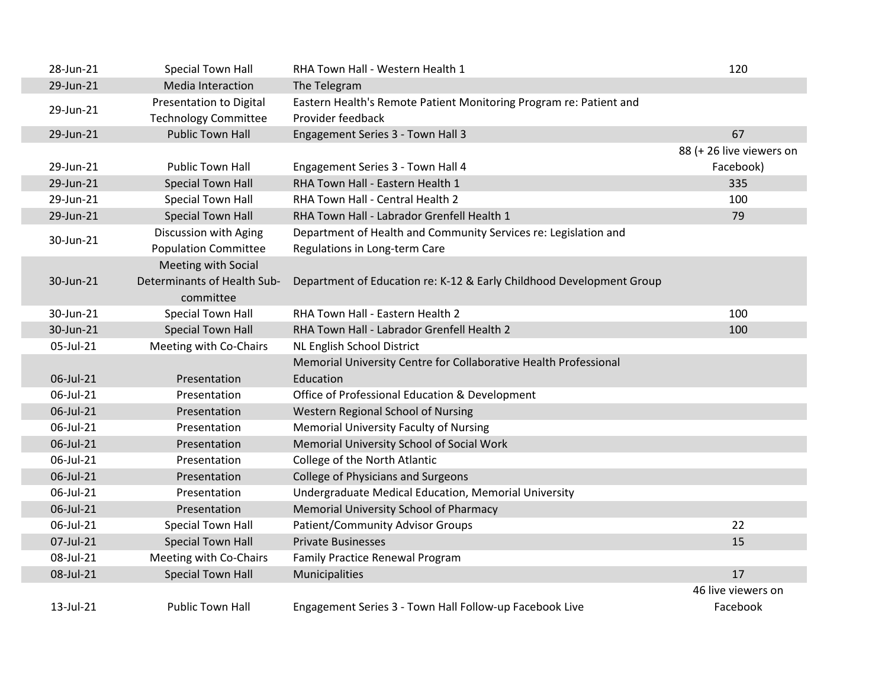| | | | |
|---|---|---|---|
| 28-Jun-21 | Special Town Hall | RHA Town Hall - Western Health 1 | 120 |
| 29-Jun-21 | Media Interaction | The Telegram | |
| 29-Jun-21 | Presentation to Digital Technology Committee | Eastern Health's Remote Patient Monitoring Program re: Patient and Provider feedback | |
| 29-Jun-21 | Public Town Hall | Engagement Series 3 - Town Hall 3 | 67 |
| 29-Jun-21 | Public Town Hall | Engagement Series 3 - Town Hall 4 | 88 (+ 26 live viewers on Facebook) |
| 29-Jun-21 | Special Town Hall | RHA Town Hall - Eastern Health 1 | 335 |
| 29-Jun-21 | Special Town Hall | RHA Town Hall - Central Health 2 | 100 |
| 29-Jun-21 | Special Town Hall | RHA Town Hall - Labrador Grenfell Health 1 | 79 |
| 30-Jun-21 | Discussion with Aging Population Committee | Department of Health and Community Services re: Legislation and Regulations in Long-term Care | |
| 30-Jun-21 | Meeting with Social Determinants of Health Sub-committee | Department of Education re: K-12 & Early Childhood Development Group | |
| 30-Jun-21 | Special Town Hall | RHA Town Hall - Eastern Health 2 | 100 |
| 30-Jun-21 | Special Town Hall | RHA Town Hall - Labrador Grenfell Health 2 | 100 |
| 05-Jul-21 | Meeting with Co-Chairs | NL English School District | |
| 06-Jul-21 | Presentation | Memorial University Centre for Collaborative Health Professional Education | |
| 06-Jul-21 | Presentation | Office of Professional Education & Development | |
| 06-Jul-21 | Presentation | Western Regional School of Nursing | |
| 06-Jul-21 | Presentation | Memorial University Faculty of Nursing | |
| 06-Jul-21 | Presentation | Memorial University School of Social Work | |
| 06-Jul-21 | Presentation | College of the North Atlantic | |
| 06-Jul-21 | Presentation | College of Physicians and Surgeons | |
| 06-Jul-21 | Presentation | Undergraduate Medical Education, Memorial University | |
| 06-Jul-21 | Presentation | Memorial University School of Pharmacy | |
| 06-Jul-21 | Special Town Hall | Patient/Community Advisor Groups | 22 |
| 07-Jul-21 | Special Town Hall | Private Businesses | 15 |
| 08-Jul-21 | Meeting with Co-Chairs | Family Practice Renewal Program | |
| 08-Jul-21 | Special Town Hall | Municipalities | 17 |
| 13-Jul-21 | Public Town Hall | Engagement Series 3 - Town Hall Follow-up Facebook Live | 46 live viewers on Facebook |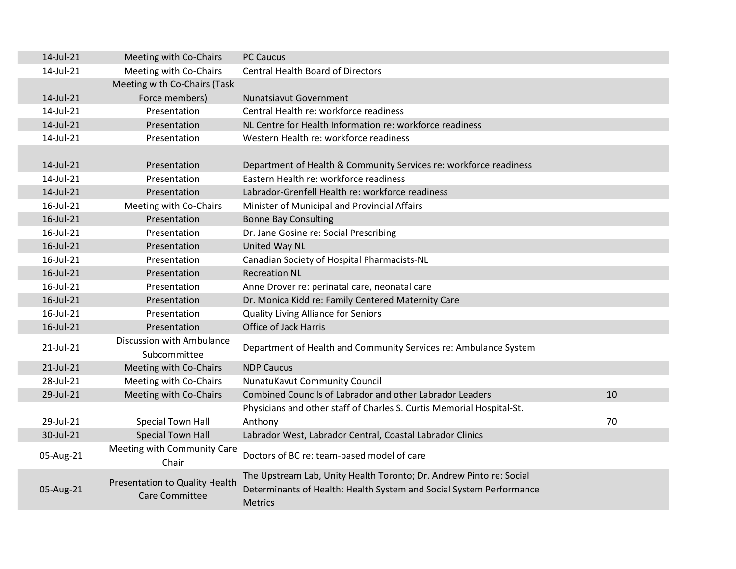| | | | |
|---|---|---|---|
| 14-Jul-21 | Meeting with Co-Chairs | PC Caucus | |
| 14-Jul-21 | Meeting with Co-Chairs | Central Health Board of Directors | |
| 14-Jul-21 | Meeting with Co-Chairs (Task Force members) | Nunatsiavut Government | |
| 14-Jul-21 | Presentation | Central Health re: workforce readiness | |
| 14-Jul-21 | Presentation | NL Centre for Health Information re: workforce readiness | |
| 14-Jul-21 | Presentation | Western Health re: workforce readiness | |
| 14-Jul-21 | Presentation | Department of Health & Community Services re: workforce readiness | |
| 14-Jul-21 | Presentation | Eastern Health re: workforce readiness | |
| 14-Jul-21 | Presentation | Labrador-Grenfell Health re: workforce readiness | |
| 16-Jul-21 | Meeting with Co-Chairs | Minister of Municipal and Provincial Affairs | |
| 16-Jul-21 | Presentation | Bonne Bay Consulting | |
| 16-Jul-21 | Presentation | Dr. Jane Gosine re: Social Prescribing | |
| 16-Jul-21 | Presentation | United Way NL | |
| 16-Jul-21 | Presentation | Canadian Society of Hospital Pharmacists-NL | |
| 16-Jul-21 | Presentation | Recreation NL | |
| 16-Jul-21 | Presentation | Anne Drover re: perinatal care, neonatal care | |
| 16-Jul-21 | Presentation | Dr. Monica Kidd re: Family Centered Maternity Care | |
| 16-Jul-21 | Presentation | Quality Living Alliance for Seniors | |
| 16-Jul-21 | Presentation | Office of Jack Harris | |
| 21-Jul-21 | Discussion with Ambulance Subcommittee | Department of Health and Community Services re: Ambulance System | |
| 21-Jul-21 | Meeting with Co-Chairs | NDP Caucus | |
| 28-Jul-21 | Meeting with Co-Chairs | NunatuKavut Community Council | |
| 29-Jul-21 | Meeting with Co-Chairs | Combined Councils of Labrador and other Labrador Leaders | 10 |
| 29-Jul-21 | Special Town Hall | Physicians and other staff of Charles S. Curtis Memorial Hospital-St. Anthony | 70 |
| 30-Jul-21 | Special Town Hall | Labrador West, Labrador Central, Coastal Labrador Clinics | |
| 05-Aug-21 | Meeting with Community Care Chair | Doctors of BC re: team-based model of care | |
| 05-Aug-21 | Presentation to Quality Health Care Committee | The Upstream Lab, Unity Health Toronto; Dr. Andrew Pinto re: Social Determinants of Health: Health System and Social System Performance Metrics | |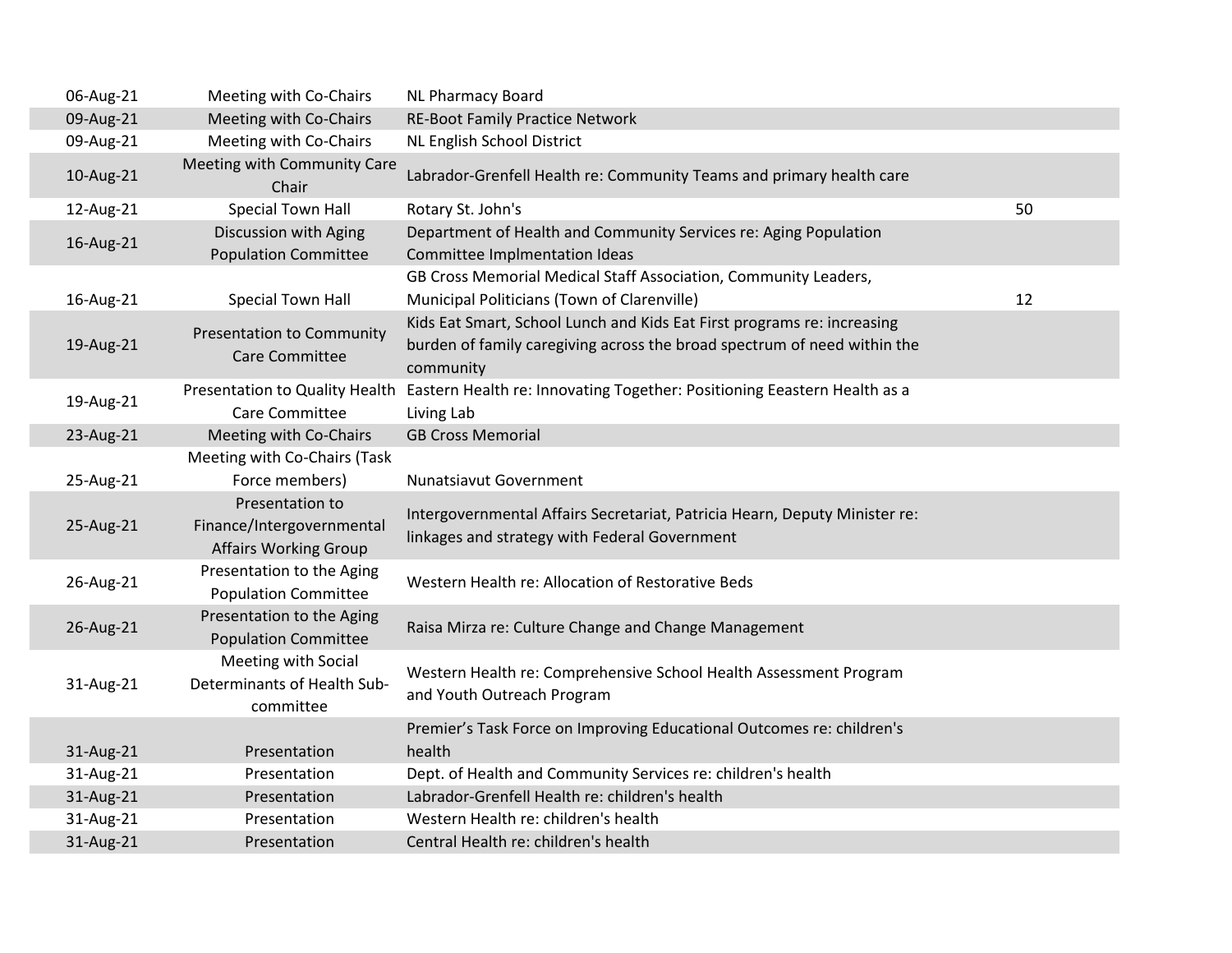| | | | |
|---|---|---|---|
| 06-Aug-21 | Meeting with Co-Chairs | NL Pharmacy Board | |
| 09-Aug-21 | Meeting with Co-Chairs | RE-Boot Family Practice Network | |
| 09-Aug-21 | Meeting with Co-Chairs | NL English School District | |
| 10-Aug-21 | Meeting with Community Care Chair | Labrador-Grenfell Health re: Community Teams and primary health care | |
| 12-Aug-21 | Special Town Hall | Rotary St. John's | 50 |
| 16-Aug-21 | Discussion with Aging Population Committee | Department of Health and Community Services re: Aging Population Committee Implmentation Ideas | |
| 16-Aug-21 | Special Town Hall | GB Cross Memorial Medical Staff Association, Community Leaders, Municipal Politicians (Town of Clarenville) | 12 |
| 19-Aug-21 | Presentation to Community Care Committee | Kids Eat Smart, School Lunch and Kids Eat First programs re: increasing burden of family caregiving across the broad spectrum of need within the community | |
| 19-Aug-21 | Presentation to Quality Health Care Committee | Eastern Health re: Innovating Together: Positioning Eeastern Health as a Living Lab | |
| 23-Aug-21 | Meeting with Co-Chairs | GB Cross Memorial | |
| 25-Aug-21 | Meeting with Co-Chairs (Task Force members) | Nunatsiavut Government | |
| 25-Aug-21 | Presentation to Finance/Intergovernmental Affairs Working Group | Intergovernmental Affairs Secretariat, Patricia Hearn, Deputy Minister re: linkages and strategy with Federal Government | |
| 26-Aug-21 | Presentation to the Aging Population Committee | Western Health re: Allocation of Restorative Beds | |
| 26-Aug-21 | Presentation to the Aging Population Committee | Raisa Mirza re: Culture Change and Change Management | |
| 31-Aug-21 | Meeting with Social Determinants of Health Sub-committee | Western Health re: Comprehensive School Health Assessment Program and Youth Outreach Program | |
| 31-Aug-21 | Presentation | Premier's Task Force on Improving Educational Outcomes re: children's health | |
| 31-Aug-21 | Presentation | Dept. of Health and Community Services re: children's health | |
| 31-Aug-21 | Presentation | Labrador-Grenfell Health re: children's health | |
| 31-Aug-21 | Presentation | Western Health re: children's health | |
| 31-Aug-21 | Presentation | Central Health re: children's health | |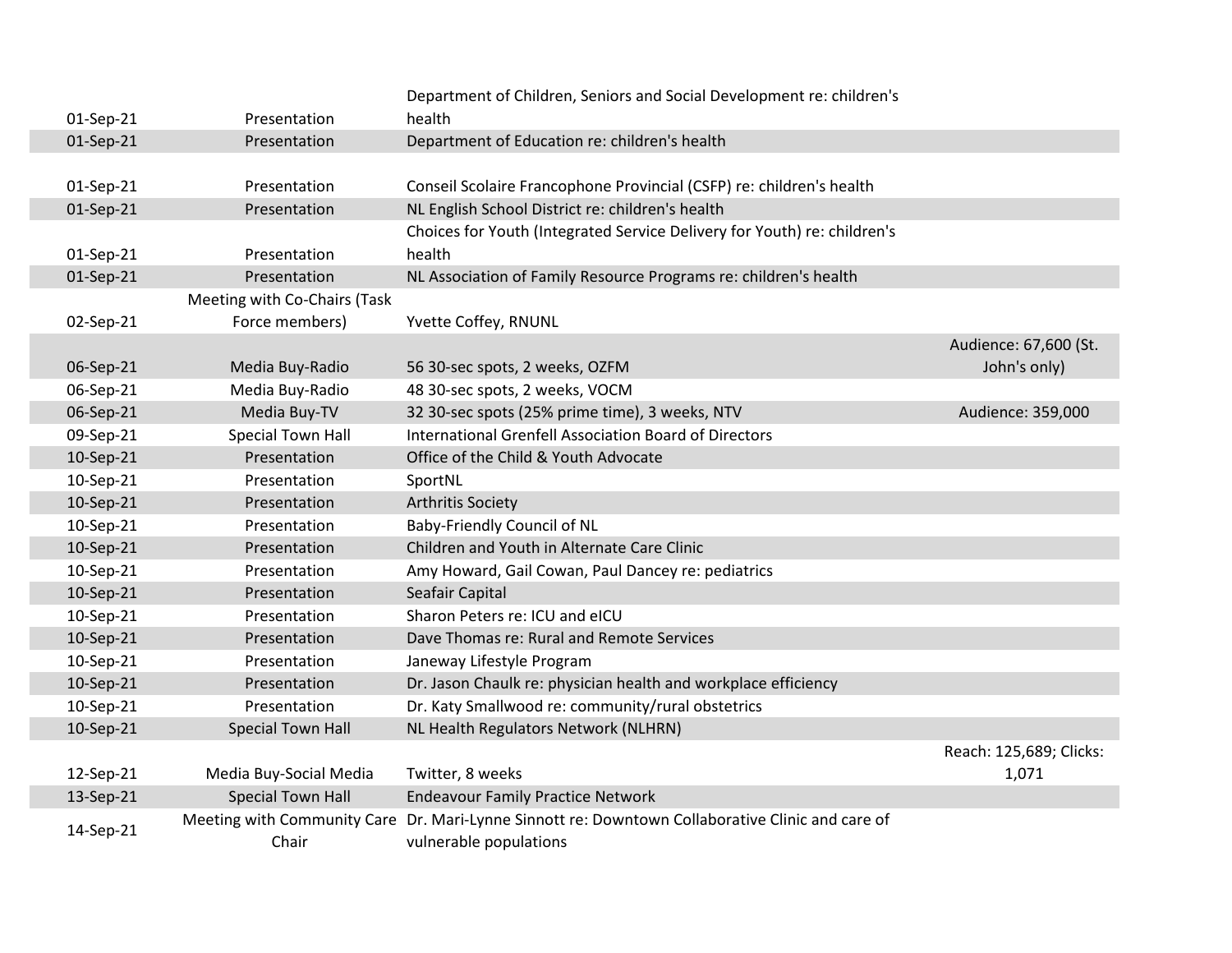| | | | |
|---|---|---|---|
| 01-Sep-21 | Presentation | Department of Children, Seniors and Social Development re: children's health | |
| 01-Sep-21 | Presentation | Department of Education re: children's health | |
| 01-Sep-21 | Presentation | Conseil Scolaire Francophone Provincial (CSFP) re: children's health | |
| 01-Sep-21 | Presentation | NL English School District re: children's health | |
| 01-Sep-21 | Presentation | Choices for Youth (Integrated Service Delivery for Youth) re: children's health | |
| 01-Sep-21 | Presentation | NL Association of Family Resource Programs re: children's health | |
| 02-Sep-21 | Meeting with Co-Chairs (Task Force members) | Yvette Coffey, RNUNL | |
| 06-Sep-21 | Media Buy-Radio | 56 30-sec spots, 2 weeks, OZFM | Audience: 67,600 (St. John's only) |
| 06-Sep-21 | Media Buy-Radio | 48 30-sec spots, 2 weeks, VOCM | |
| 06-Sep-21 | Media Buy-TV | 32 30-sec spots (25% prime time), 3 weeks, NTV | Audience: 359,000 |
| 09-Sep-21 | Special Town Hall | International Grenfell Association Board of Directors | |
| 10-Sep-21 | Presentation | Office of the Child & Youth Advocate | |
| 10-Sep-21 | Presentation | SportNL | |
| 10-Sep-21 | Presentation | Arthritis Society | |
| 10-Sep-21 | Presentation | Baby-Friendly Council of NL | |
| 10-Sep-21 | Presentation | Children and Youth in Alternate Care Clinic | |
| 10-Sep-21 | Presentation | Amy Howard, Gail Cowan, Paul Dancey re: pediatrics | |
| 10-Sep-21 | Presentation | Seafair Capital | |
| 10-Sep-21 | Presentation | Sharon Peters re: ICU and eICU | |
| 10-Sep-21 | Presentation | Dave Thomas re: Rural and Remote Services | |
| 10-Sep-21 | Presentation | Janeway Lifestyle Program | |
| 10-Sep-21 | Presentation | Dr. Jason Chaulk re: physician health and workplace efficiency | |
| 10-Sep-21 | Presentation | Dr. Katy Smallwood re: community/rural obstetrics | |
| 10-Sep-21 | Special Town Hall | NL Health Regulators Network (NLHRN) | |
| 12-Sep-21 | Media Buy-Social Media | Twitter, 8 weeks | Reach: 125,689; Clicks: 1,071 |
| 13-Sep-21 | Special Town Hall | Endeavour Family Practice Network | |
| 14-Sep-21 | Meeting with Community Care Chair | Dr. Mari-Lynne Sinnott re: Downtown Collaborative Clinic and care of vulnerable populations | |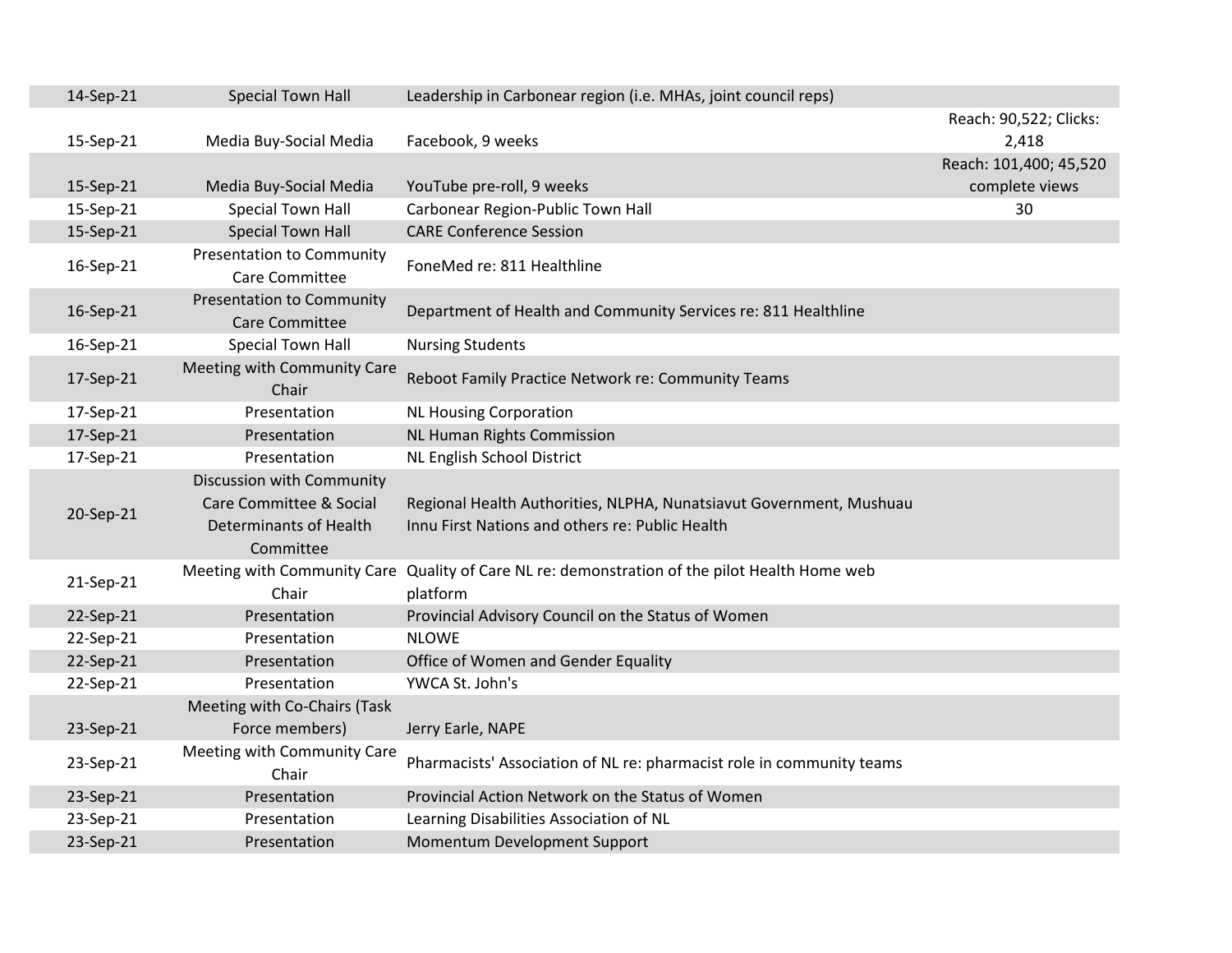| | | | |
|---|---|---|---|
| 14-Sep-21 | Special Town Hall | Leadership in Carbonear region (i.e. MHAs, joint council reps) | |
| 15-Sep-21 | Media Buy-Social Media | Facebook, 9 weeks | Reach: 90,522; Clicks: 2,418 |
| 15-Sep-21 | Media Buy-Social Media | YouTube pre-roll, 9 weeks | Reach: 101,400; 45,520 complete views |
| 15-Sep-21 | Special Town Hall | Carbonear Region-Public Town Hall | 30 |
| 15-Sep-21 | Special Town Hall | CARE Conference Session | |
| 16-Sep-21 | Presentation to Community Care Committee | FoneMed re: 811 Healthline | |
| 16-Sep-21 | Presentation to Community Care Committee | Department of Health and Community Services re: 811 Healthline | |
| 16-Sep-21 | Special Town Hall | Nursing Students | |
| 17-Sep-21 | Meeting with Community Care Chair | Reboot Family Practice Network re: Community Teams | |
| 17-Sep-21 | Presentation | NL Housing Corporation | |
| 17-Sep-21 | Presentation | NL Human Rights Commission | |
| 17-Sep-21 | Presentation | NL English School District | |
| 20-Sep-21 | Discussion with Community Care Committee & Social Determinants of Health Committee | Regional Health Authorities, NLPHA, Nunatsiavut Government, Mushuau Innu First Nations and others re: Public Health | |
| 21-Sep-21 | Meeting with Community Care Chair | Quality of Care NL re: demonstration of the pilot Health Home web platform | |
| 22-Sep-21 | Presentation | Provincial Advisory Council on the Status of Women | |
| 22-Sep-21 | Presentation | NLOWE | |
| 22-Sep-21 | Presentation | Office of Women and Gender Equality | |
| 22-Sep-21 | Presentation | YWCA St. John's | |
| 23-Sep-21 | Meeting with Co-Chairs (Task Force members) | Jerry Earle, NAPE | |
| 23-Sep-21 | Meeting with Community Care Chair | Pharmacists' Association of NL re: pharmacist role in community teams | |
| 23-Sep-21 | Presentation | Provincial Action Network on the Status of Women | |
| 23-Sep-21 | Presentation | Learning Disabilities Association of NL | |
| 23-Sep-21 | Presentation | Momentum Development Support | |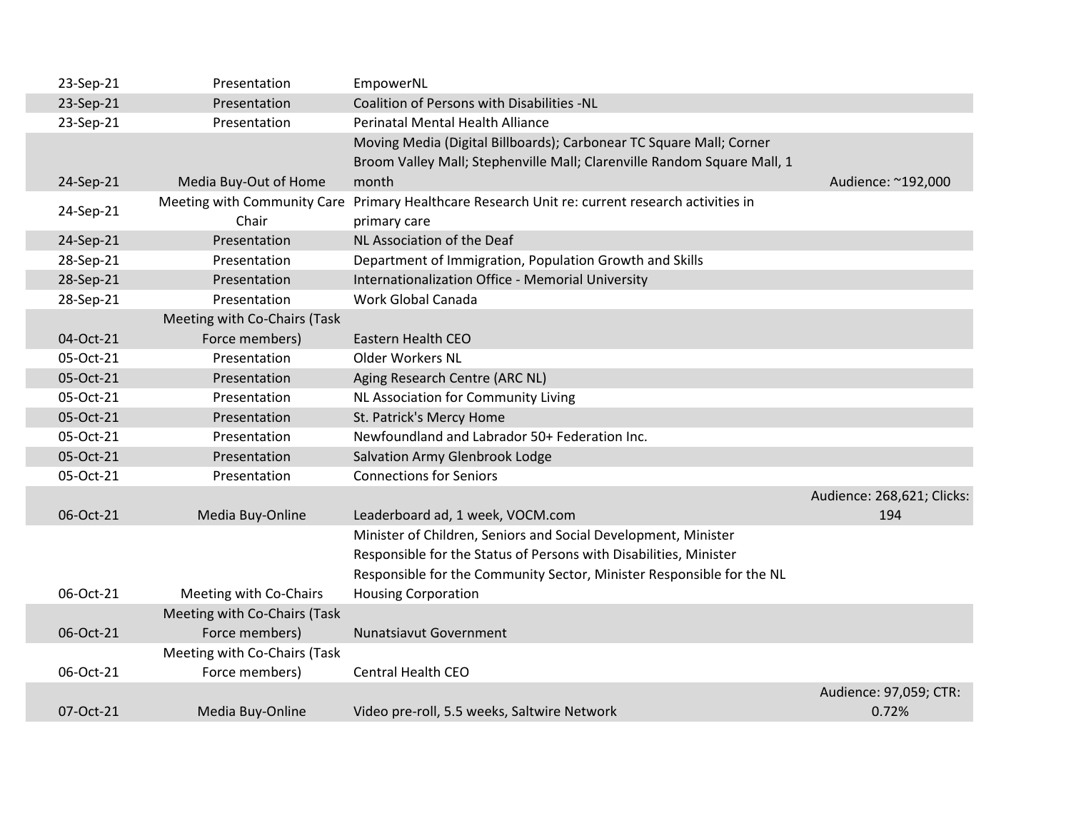| | | | |
|---|---|---|---|
| 23-Sep-21 | Presentation | EmpowerNL | |
| 23-Sep-21 | Presentation | Coalition of Persons with Disabilities -NL | |
| 23-Sep-21 | Presentation | Perinatal Mental Health Alliance | |
| 24-Sep-21 | Media Buy-Out of Home | Moving Media (Digital Billboards); Carbonear TC Square Mall; Corner Broom Valley Mall; Stephenville Mall; Clarenville Random Square Mall, 1 month | Audience: ~192,000 |
| 24-Sep-21 | Meeting with Community Care Chair | Primary Healthcare Research Unit re: current research activities in primary care | |
| 24-Sep-21 | Presentation | NL Association of the Deaf | |
| 28-Sep-21 | Presentation | Department of Immigration, Population Growth and Skills | |
| 28-Sep-21 | Presentation | Internationalization Office - Memorial University | |
| 28-Sep-21 | Presentation | Work Global Canada | |
| 04-Oct-21 | Meeting with Co-Chairs (Task Force members) | Eastern Health CEO | |
| 05-Oct-21 | Presentation | Older Workers NL | |
| 05-Oct-21 | Presentation | Aging Research Centre (ARC NL) | |
| 05-Oct-21 | Presentation | NL Association for Community Living | |
| 05-Oct-21 | Presentation | St. Patrick's Mercy Home | |
| 05-Oct-21 | Presentation | Newfoundland and Labrador 50+ Federation Inc. | |
| 05-Oct-21 | Presentation | Salvation Army Glenbrook Lodge | |
| 05-Oct-21 | Presentation | Connections for Seniors | |
| 06-Oct-21 | Media Buy-Online | Leaderboard ad, 1 week, VOCM.com | Audience: 268,621; Clicks: 194 |
| 06-Oct-21 | Meeting with Co-Chairs | Minister of Children, Seniors and Social Development, Minister Responsible for the Status of Persons with Disabilities, Minister Responsible for the Community Sector, Minister Responsible for the NL Housing Corporation | |
| 06-Oct-21 | Meeting with Co-Chairs (Task Force members) | Nunatsiavut Government | |
| 06-Oct-21 | Meeting with Co-Chairs (Task Force members) | Central Health CEO | |
| 07-Oct-21 | Media Buy-Online | Video pre-roll, 5.5 weeks, Saltwire Network | Audience: 97,059; CTR: 0.72% |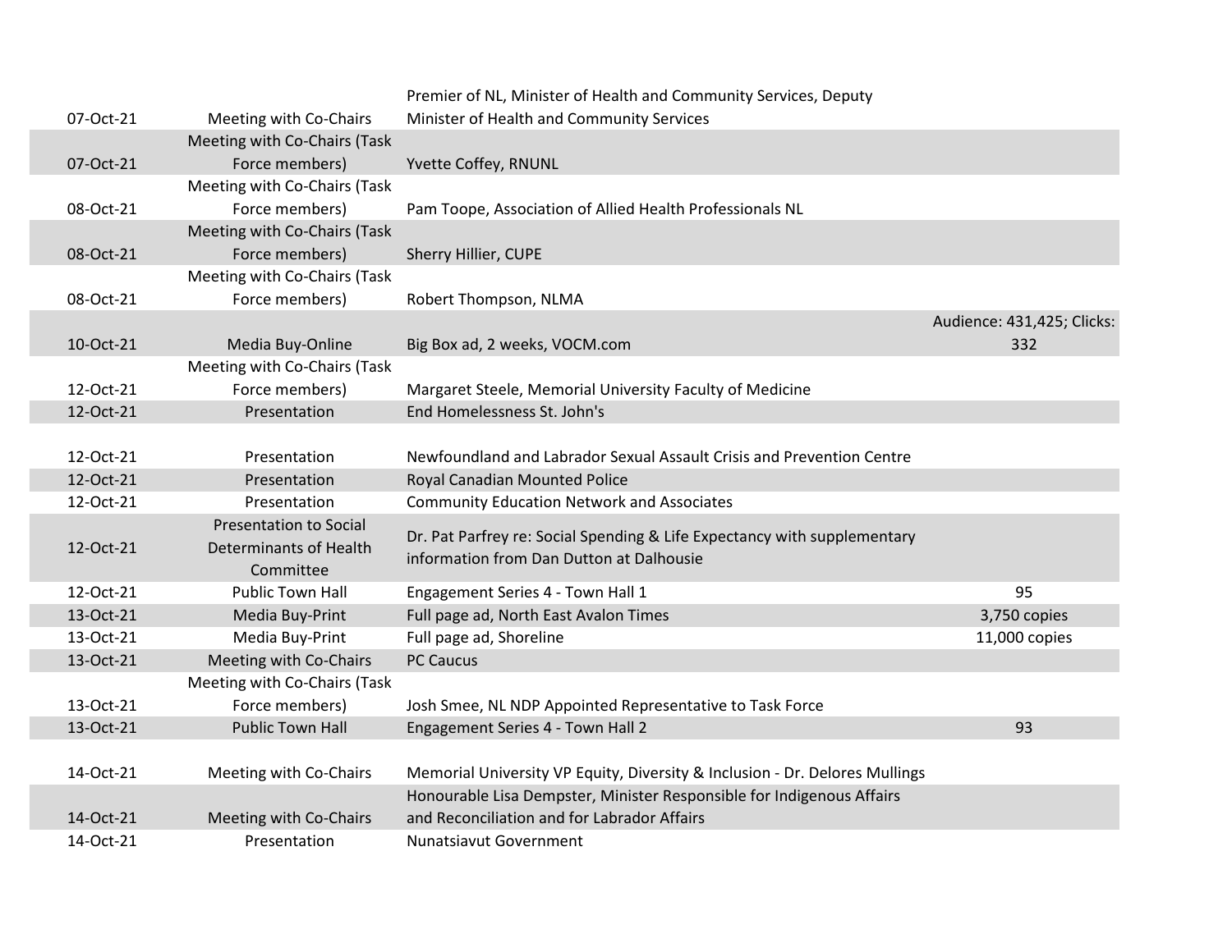| | | | |
|---|---|---|---|
| 07-Oct-21 | Meeting with Co-Chairs | Premier of NL, Minister of Health and Community Services, Deputy Minister of Health and Community Services | |
| 07-Oct-21 | Meeting with Co-Chairs (Task Force members) | Yvette Coffey, RNUNL | |
| 08-Oct-21 | Meeting with Co-Chairs (Task Force members) | Pam Toope, Association of Allied Health Professionals NL | |
| 08-Oct-21 | Meeting with Co-Chairs (Task Force members) | Sherry Hillier, CUPE | |
| 08-Oct-21 | Meeting with Co-Chairs (Task Force members) | Robert Thompson, NLMA | |
| 10-Oct-21 | Media Buy-Online | Big Box ad, 2 weeks, VOCM.com | Audience: 431,425; Clicks: 332 |
| 12-Oct-21 | Meeting with Co-Chairs (Task Force members) | Margaret Steele, Memorial University Faculty of Medicine | |
| 12-Oct-21 | Presentation | End Homelessness St. John's | |
| 12-Oct-21 | Presentation | Newfoundland and Labrador Sexual Assault Crisis and Prevention Centre | |
| 12-Oct-21 | Presentation | Royal Canadian Mounted Police | |
| 12-Oct-21 | Presentation | Community Education Network and Associates | |
| 12-Oct-21 | Presentation to Social Determinants of Health Committee | Dr. Pat Parfrey re: Social Spending & Life Expectancy with supplementary information from Dan Dutton at Dalhousie | |
| 12-Oct-21 | Public Town Hall | Engagement Series 4 - Town Hall 1 | 95 |
| 13-Oct-21 | Media Buy-Print | Full page ad, North East Avalon Times | 3,750 copies |
| 13-Oct-21 | Media Buy-Print | Full page ad, Shoreline | 11,000 copies |
| 13-Oct-21 | Meeting with Co-Chairs | PC Caucus | |
| 13-Oct-21 | Meeting with Co-Chairs (Task Force members) | Josh Smee, NL NDP Appointed Representative to Task Force | |
| 13-Oct-21 | Public Town Hall | Engagement Series 4 - Town Hall 2 | 93 |
| 14-Oct-21 | Meeting with Co-Chairs | Memorial University VP Equity, Diversity & Inclusion - Dr. Delores Mullings | |
| 14-Oct-21 | Meeting with Co-Chairs | Honourable Lisa Dempster, Minister Responsible for Indigenous Affairs and Reconciliation and for Labrador Affairs | |
| 14-Oct-21 | Presentation | Nunatsiavut Government | |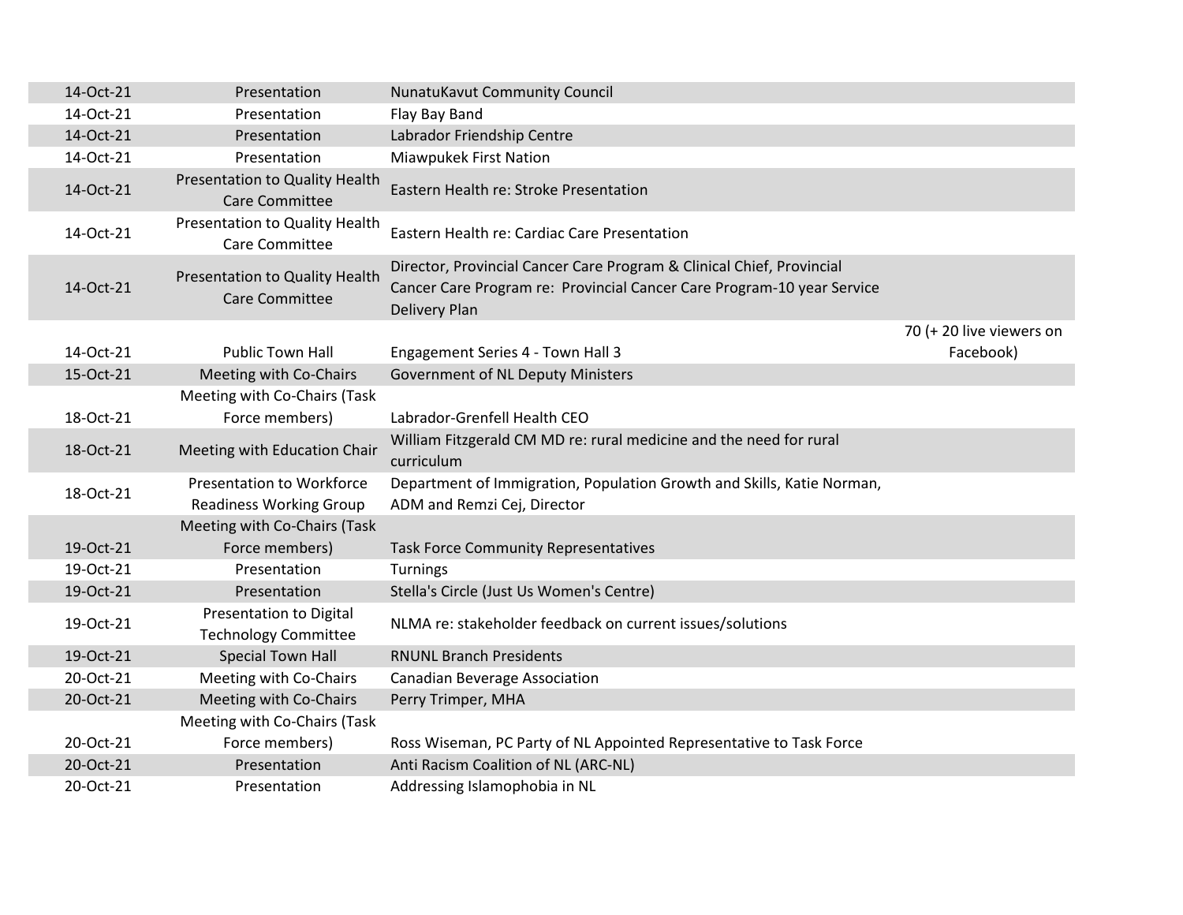| | | | |
|---|---|---|---|
| 14-Oct-21 | Presentation | NunatuKavut Community Council | |
| 14-Oct-21 | Presentation | Flay Bay Band | |
| 14-Oct-21 | Presentation | Labrador Friendship Centre | |
| 14-Oct-21 | Presentation | Miawpukek First Nation | |
| 14-Oct-21 | Presentation to Quality Health Care Committee | Eastern Health re: Stroke Presentation | |
| 14-Oct-21 | Presentation to Quality Health Care Committee | Eastern Health re: Cardiac Care Presentation | |
| 14-Oct-21 | Presentation to Quality Health Care Committee | Director, Provincial Cancer Care Program & Clinical Chief, Provincial Cancer Care Program re: Provincial Cancer Care Program-10 year Service Delivery Plan | |
| 14-Oct-21 | Public Town Hall | Engagement Series 4 - Town Hall 3 | 70 (+ 20 live viewers on Facebook) |
| 15-Oct-21 | Meeting with Co-Chairs | Government of NL Deputy Ministers | |
| 18-Oct-21 | Meeting with Co-Chairs (Task Force members) | Labrador-Grenfell Health CEO | |
| 18-Oct-21 | Meeting with Education Chair | William Fitzgerald CM MD re: rural medicine and the need for rural curriculum | |
| 18-Oct-21 | Presentation to Workforce Readiness Working Group | Department of Immigration, Population Growth and Skills, Katie Norman, ADM and Remzi Cej, Director | |
| 19-Oct-21 | Meeting with Co-Chairs (Task Force members) | Task Force Community Representatives | |
| 19-Oct-21 | Presentation | Turnings | |
| 19-Oct-21 | Presentation | Stella's Circle (Just Us Women's Centre) | |
| 19-Oct-21 | Presentation to Digital Technology Committee | NLMA re: stakeholder feedback on current issues/solutions | |
| 19-Oct-21 | Special Town Hall | RNUNL Branch Presidents | |
| 20-Oct-21 | Meeting with Co-Chairs | Canadian Beverage Association | |
| 20-Oct-21 | Meeting with Co-Chairs | Perry Trimper, MHA | |
| 20-Oct-21 | Meeting with Co-Chairs (Task Force members) | Ross Wiseman, PC Party of NL Appointed Representative to Task Force | |
| 20-Oct-21 | Presentation | Anti Racism Coalition of NL (ARC-NL) | |
| 20-Oct-21 | Presentation | Addressing Islamophobia in NL | |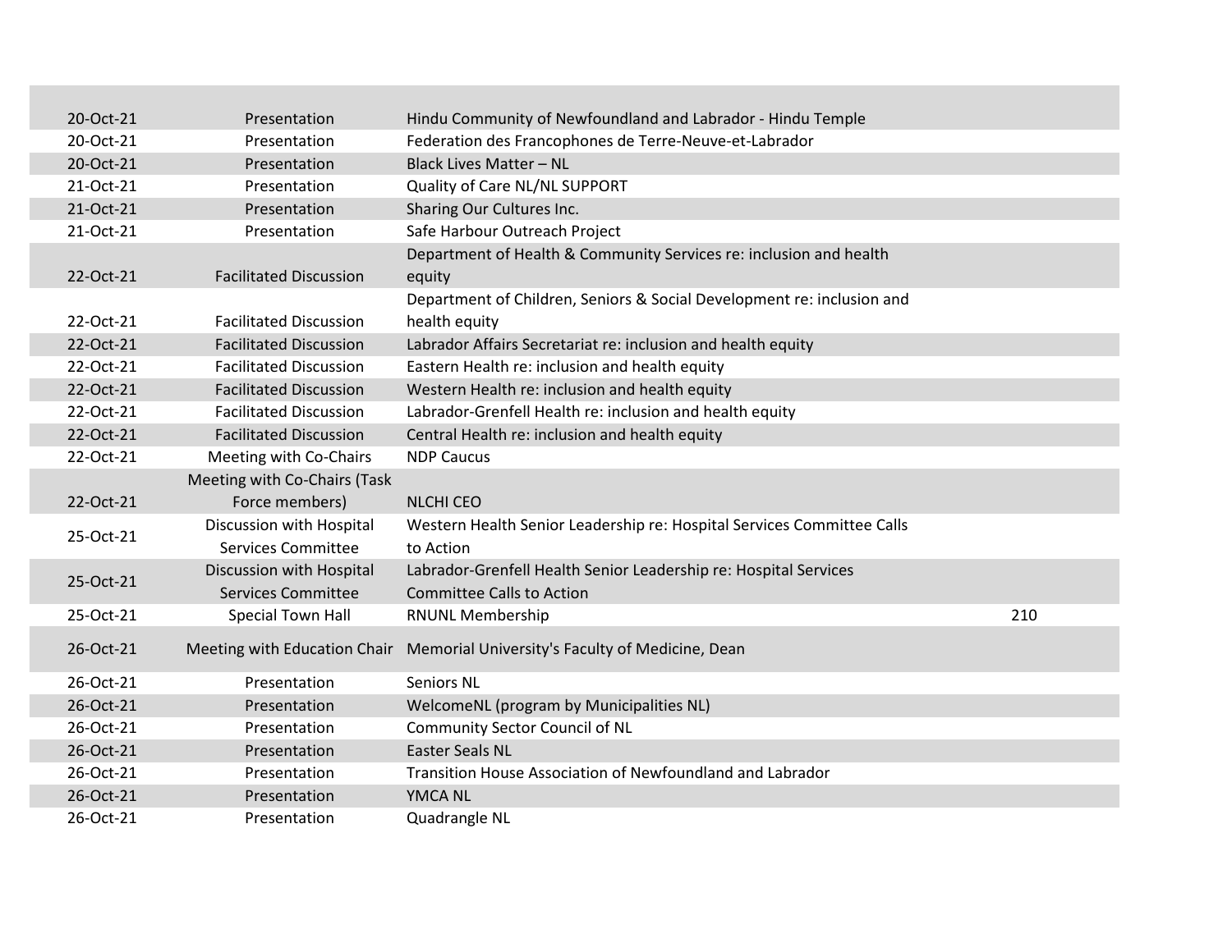| | | | |
|---|---|---|---|
| 20-Oct-21 | Presentation | Hindu Community of Newfoundland and Labrador - Hindu Temple | |
| 20-Oct-21 | Presentation | Federation des Francophones de Terre-Neuve-et-Labrador | |
| 20-Oct-21 | Presentation | Black Lives Matter – NL | |
| 21-Oct-21 | Presentation | Quality of Care NL/NL SUPPORT | |
| 21-Oct-21 | Presentation | Sharing Our Cultures Inc. | |
| 21-Oct-21 | Presentation | Safe Harbour Outreach Project | |
| 22-Oct-21 | Facilitated Discussion | Department of Health & Community Services re: inclusion and health equity | |
| 22-Oct-21 | Facilitated Discussion | Department of Children, Seniors & Social Development re: inclusion and health equity | |
| 22-Oct-21 | Facilitated Discussion | Labrador Affairs Secretariat re: inclusion and health equity | |
| 22-Oct-21 | Facilitated Discussion | Eastern Health re: inclusion and health equity | |
| 22-Oct-21 | Facilitated Discussion | Western Health re: inclusion and health equity | |
| 22-Oct-21 | Facilitated Discussion | Labrador-Grenfell Health re: inclusion and health equity | |
| 22-Oct-21 | Facilitated Discussion | Central Health re: inclusion and health equity | |
| 22-Oct-21 | Meeting with Co-Chairs | NDP Caucus | |
| 22-Oct-21 | Meeting with Co-Chairs (Task Force members) | NLCHI CEO | |
| 25-Oct-21 | Discussion with Hospital Services Committee | Western Health Senior Leadership re: Hospital Services Committee Calls to Action | |
| 25-Oct-21 | Discussion with Hospital Services Committee | Labrador-Grenfell Health Senior Leadership re: Hospital Services Committee Calls to Action | |
| 25-Oct-21 | Special Town Hall | RNUNL Membership | 210 |
| 26-Oct-21 | Meeting with Education Chair | Memorial University's Faculty of Medicine, Dean | |
| 26-Oct-21 | Presentation | Seniors NL | |
| 26-Oct-21 | Presentation | WelcomeNL (program by Municipalities NL) | |
| 26-Oct-21 | Presentation | Community Sector Council of NL | |
| 26-Oct-21 | Presentation | Easter Seals NL | |
| 26-Oct-21 | Presentation | Transition House Association of Newfoundland and Labrador | |
| 26-Oct-21 | Presentation | YMCA NL | |
| 26-Oct-21 | Presentation | Quadrangle NL | |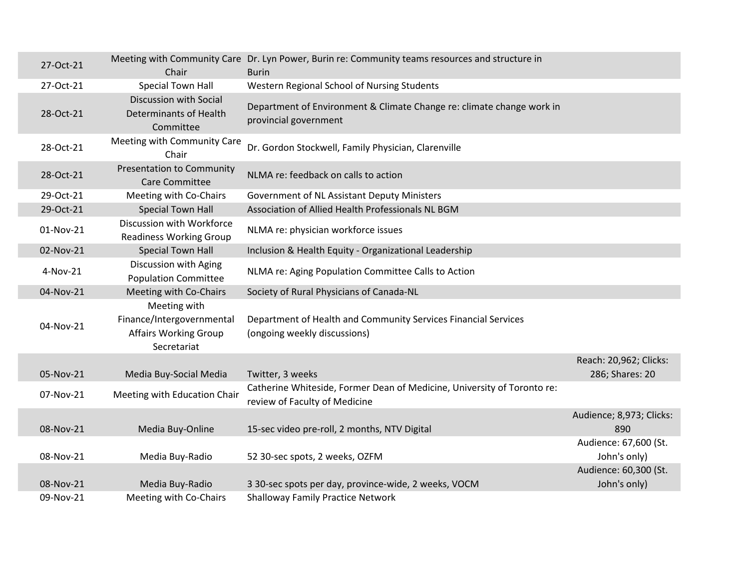| | | | |
|---|---|---|---|
| 27-Oct-21 | Meeting with Community Care Chair | Dr. Lyn Power, Burin re: Community teams resources and structure in Burin | |
| 27-Oct-21 | Special Town Hall | Western Regional School of Nursing Students | |
| 28-Oct-21 | Discussion with Social Determinants of Health Committee | Department of Environment & Climate Change re: climate change work in provincial government | |
| 28-Oct-21 | Meeting with Community Care Chair | Dr. Gordon Stockwell, Family Physician, Clarenville | |
| 28-Oct-21 | Presentation to Community Care Committee | NLMA re: feedback on calls to action | |
| 29-Oct-21 | Meeting with Co-Chairs | Government of NL Assistant Deputy Ministers | |
| 29-Oct-21 | Special Town Hall | Association of Allied Health Professionals NL BGM | |
| 01-Nov-21 | Discussion with Workforce Readiness Working Group | NLMA re: physician workforce issues | |
| 02-Nov-21 | Special Town Hall | Inclusion & Health Equity - Organizational Leadership | |
| 4-Nov-21 | Discussion with Aging Population Committee | NLMA re: Aging Population Committee Calls to Action | |
| 04-Nov-21 | Meeting with Co-Chairs | Society of Rural Physicians of Canada-NL | |
| 04-Nov-21 | Meeting with Finance/Intergovernmental Affairs Working Group Secretariat | Department of Health and Community Services Financial Services (ongoing weekly discussions) | |
| 05-Nov-21 | Media Buy-Social Media | Twitter, 3 weeks | Reach: 20,962; Clicks: 286; Shares: 20 |
| 07-Nov-21 | Meeting with Education Chair | Catherine Whiteside, Former Dean of Medicine, University of Toronto re: review of Faculty of Medicine | |
| 08-Nov-21 | Media Buy-Online | 15-sec video pre-roll, 2 months, NTV Digital | Audience; 8,973; Clicks: 890 |
| 08-Nov-21 | Media Buy-Radio | 52 30-sec spots, 2 weeks, OZFM | Audience: 67,600 (St. John's only) |
| 08-Nov-21 | Media Buy-Radio | 3 30-sec spots per day, province-wide, 2 weeks, VOCM | Audience: 60,300 (St. John's only) |
| 09-Nov-21 | Meeting with Co-Chairs | Shalloway Family Practice Network | |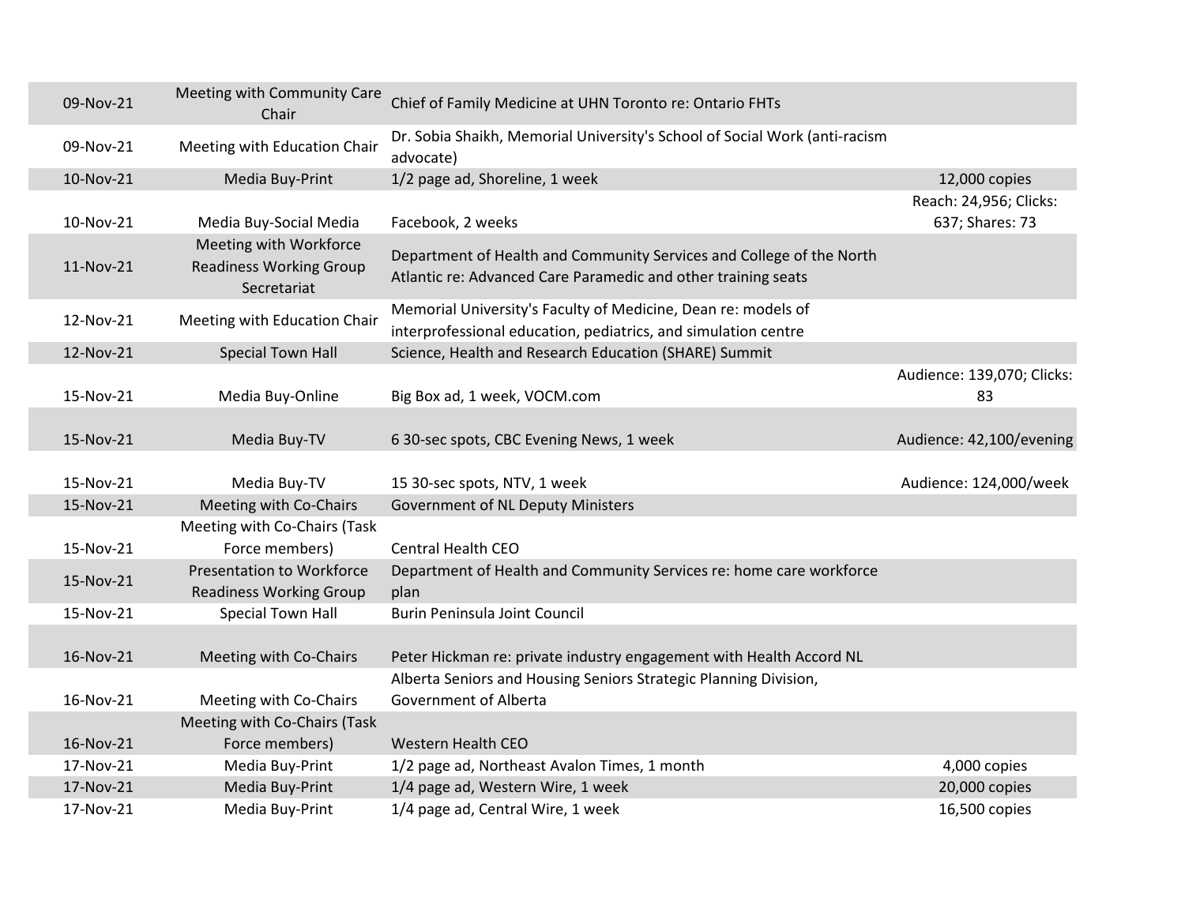| | | | |
|---|---|---|---|
| 09-Nov-21 | Meeting with Community Care Chair | Chief of Family Medicine at UHN Toronto re: Ontario FHTs | |
| 09-Nov-21 | Meeting with Education Chair | Dr. Sobia Shaikh, Memorial University's School of Social Work (anti-racism advocate) | |
| 10-Nov-21 | Media Buy-Print | 1/2 page ad, Shoreline, 1 week | 12,000 copies |
| 10-Nov-21 | Media Buy-Social Media | Facebook, 2 weeks | Reach: 24,956; Clicks: 637; Shares: 73 |
| 11-Nov-21 | Meeting with Workforce Readiness Working Group Secretariat | Department of Health and Community Services and College of the North Atlantic re: Advanced Care Paramedic and other training seats | |
| 12-Nov-21 | Meeting with Education Chair | Memorial University's Faculty of Medicine, Dean re: models of interprofessional education, pediatrics, and simulation centre | |
| 12-Nov-21 | Special Town Hall | Science, Health and Research Education (SHARE) Summit | |
| 15-Nov-21 | Media Buy-Online | Big Box ad, 1 week, VOCM.com | Audience: 139,070; Clicks: 83 |
| 15-Nov-21 | Media Buy-TV | 6 30-sec spots, CBC Evening News, 1 week | Audience: 42,100/evening |
| 15-Nov-21 | Media Buy-TV | 15 30-sec spots, NTV, 1 week | Audience: 124,000/week |
| 15-Nov-21 | Meeting with Co-Chairs | Government of NL Deputy Ministers | |
| 15-Nov-21 | Meeting with Co-Chairs (Task Force members) | Central Health CEO | |
| 15-Nov-21 | Presentation to Workforce Readiness Working Group | Department of Health and Community Services re: home care workforce plan | |
| 15-Nov-21 | Special Town Hall | Burin Peninsula Joint Council | |
| 16-Nov-21 | Meeting with Co-Chairs | Peter Hickman re: private industry engagement with Health Accord NL | |
| 16-Nov-21 | Meeting with Co-Chairs | Alberta Seniors and Housing Seniors Strategic Planning Division, Government of Alberta | |
| 16-Nov-21 | Meeting with Co-Chairs (Task Force members) | Western Health CEO | |
| 17-Nov-21 | Media Buy-Print | 1/2 page ad, Northeast Avalon Times, 1 month | 4,000 copies |
| 17-Nov-21 | Media Buy-Print | 1/4 page ad, Western Wire, 1 week | 20,000 copies |
| 17-Nov-21 | Media Buy-Print | 1/4 page ad, Central Wire, 1 week | 16,500 copies |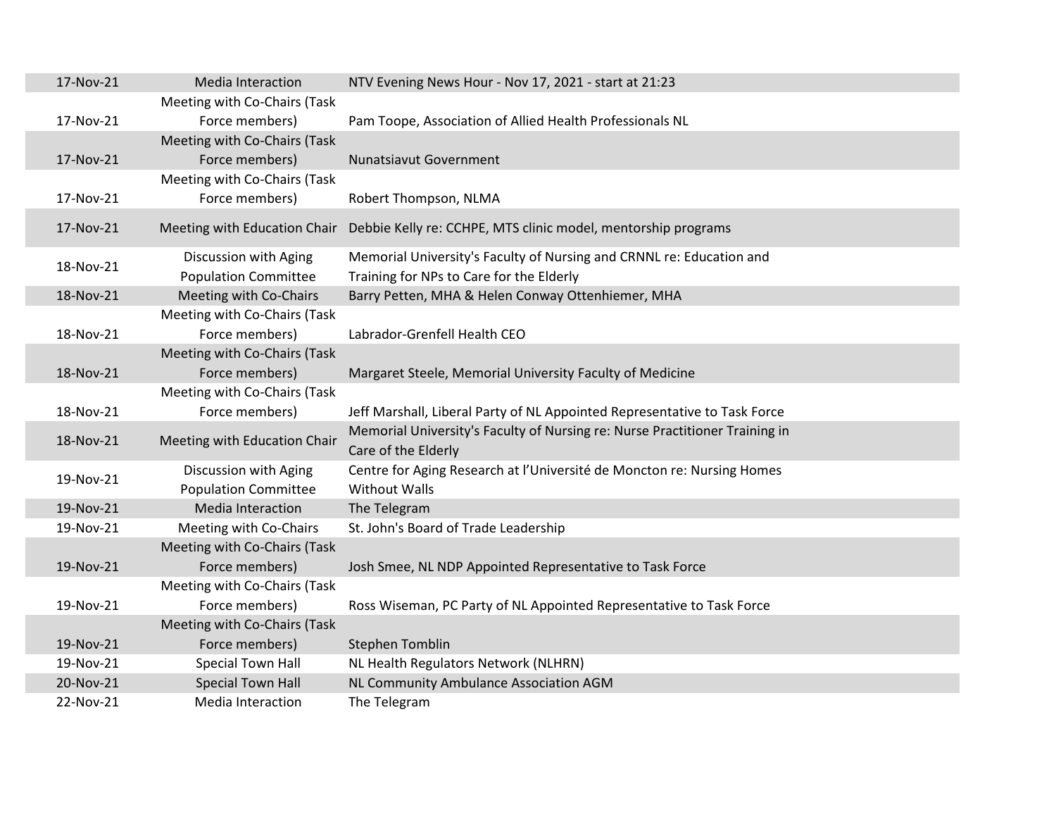| | | |
|---|---|---|
| 17-Nov-21 | Media Interaction | NTV Evening News Hour - Nov 17, 2021 - start at 21:23 |
| 17-Nov-21 | Meeting with Co-Chairs (Task Force members) | Pam Toope, Association of Allied Health Professionals NL |
| 17-Nov-21 | Meeting with Co-Chairs (Task Force members) | Nunatsiavut Government |
| 17-Nov-21 | Meeting with Co-Chairs (Task Force members) | Robert Thompson, NLMA |
| 17-Nov-21 | Meeting with Education Chair | Debbie Kelly re: CCHPE, MTS clinic model, mentorship programs |
| 18-Nov-21 | Discussion with Aging Population Committee | Memorial University's Faculty of Nursing and CRNNL re: Education and Training for NPs to Care for the Elderly |
| 18-Nov-21 | Meeting with Co-Chairs | Barry Petten, MHA & Helen Conway Ottenhiemer, MHA |
| 18-Nov-21 | Meeting with Co-Chairs (Task Force members) | Labrador-Grenfell Health CEO |
| 18-Nov-21 | Meeting with Co-Chairs (Task Force members) | Margaret Steele, Memorial University Faculty of Medicine |
| 18-Nov-21 | Meeting with Co-Chairs (Task Force members) | Jeff Marshall, Liberal Party of NL Appointed Representative to Task Force |
| 18-Nov-21 | Meeting with Education Chair | Memorial University's Faculty of Nursing re: Nurse Practitioner Training in Care of the Elderly |
| 19-Nov-21 | Discussion with Aging Population Committee | Centre for Aging Research at l'Université de Moncton re: Nursing Homes Without Walls |
| 19-Nov-21 | Media Interaction | The Telegram |
| 19-Nov-21 | Meeting with Co-Chairs | St. John's Board of Trade Leadership |
| 19-Nov-21 | Meeting with Co-Chairs (Task Force members) | Josh Smee, NL NDP Appointed Representative to Task Force |
| 19-Nov-21 | Meeting with Co-Chairs (Task Force members) | Ross Wiseman, PC Party of NL Appointed Representative to Task Force |
| 19-Nov-21 | Meeting with Co-Chairs (Task Force members) | Stephen Tomblin |
| 19-Nov-21 | Special Town Hall | NL Health Regulators Network (NLHRN) |
| 20-Nov-21 | Special Town Hall | NL Community Ambulance Association AGM |
| 22-Nov-21 | Media Interaction | The Telegram |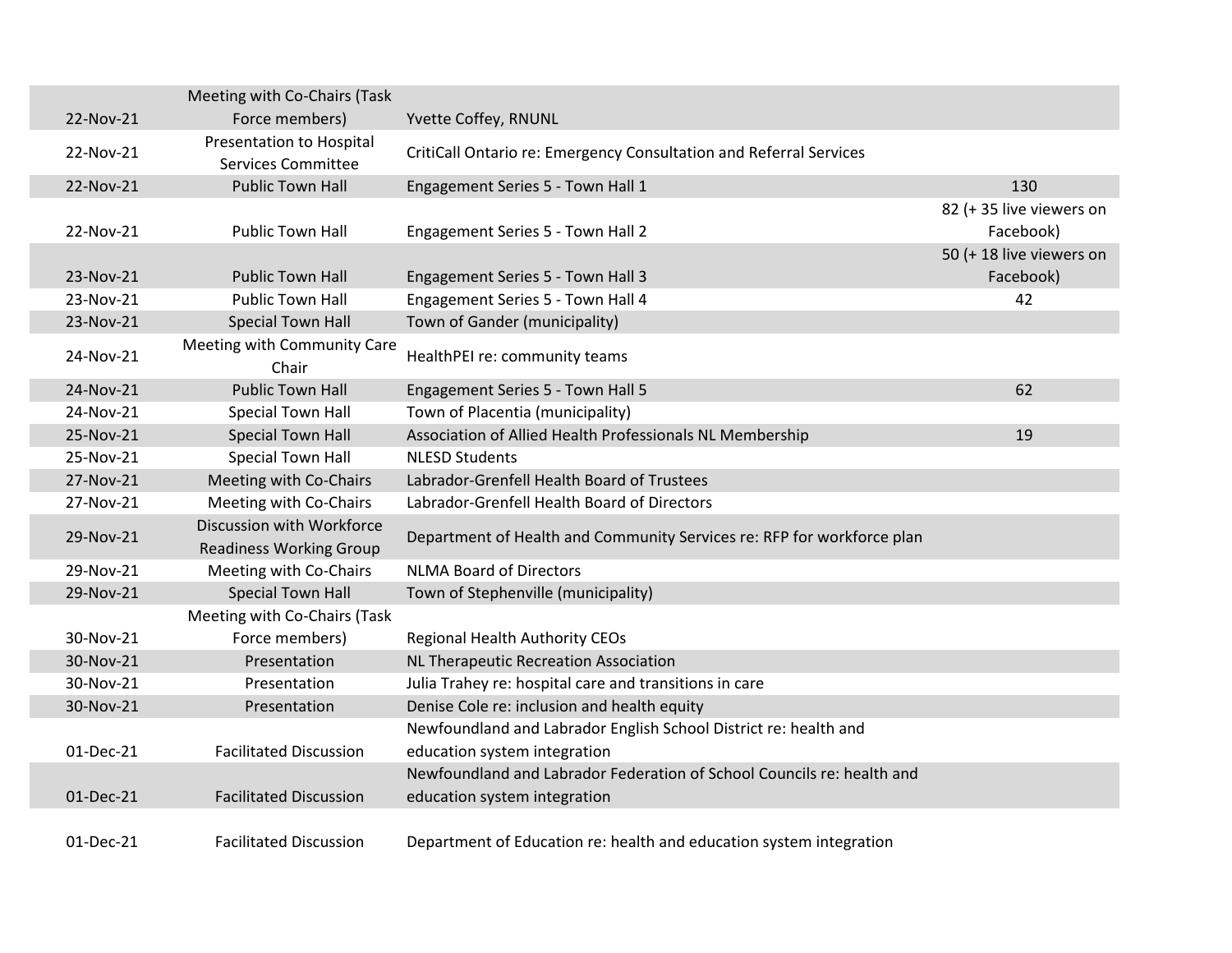| | | | |
|---|---|---|---|
| 22-Nov-21 | Meeting with Co-Chairs (Task Force members) | Yvette Coffey, RNUNL | |
| 22-Nov-21 | Presentation to Hospital Services Committee | CritiCall Ontario re: Emergency Consultation and Referral Services | |
| 22-Nov-21 | Public Town Hall | Engagement Series 5 - Town Hall 1 | 130 |
| 22-Nov-21 | Public Town Hall | Engagement Series 5 - Town Hall 2 | 82 (+ 35 live viewers on Facebook) |
| 23-Nov-21 | Public Town Hall | Engagement Series 5 - Town Hall 3 | 50 (+ 18 live viewers on Facebook) |
| 23-Nov-21 | Public Town Hall | Engagement Series 5 - Town Hall 4 | 42 |
| 23-Nov-21 | Special Town Hall | Town of Gander (municipality) | |
| 24-Nov-21 | Meeting with Community Care Chair | HealthPEI re: community teams | |
| 24-Nov-21 | Public Town Hall | Engagement Series 5 - Town Hall 5 | 62 |
| 24-Nov-21 | Special Town Hall | Town of Placentia (municipality) | |
| 25-Nov-21 | Special Town Hall | Association of Allied Health Professionals NL Membership | 19 |
| 25-Nov-21 | Special Town Hall | NLESD Students | |
| 27-Nov-21 | Meeting with Co-Chairs | Labrador-Grenfell Health Board of Trustees | |
| 27-Nov-21 | Meeting with Co-Chairs | Labrador-Grenfell Health Board of Directors | |
| 29-Nov-21 | Discussion with Workforce Readiness Working Group | Department of Health and Community Services re: RFP for workforce plan | |
| 29-Nov-21 | Meeting with Co-Chairs | NLMA Board of Directors | |
| 29-Nov-21 | Special Town Hall | Town of Stephenville (municipality) | |
| 30-Nov-21 | Meeting with Co-Chairs (Task Force members) | Regional Health Authority CEOs | |
| 30-Nov-21 | Presentation | NL Therapeutic Recreation Association | |
| 30-Nov-21 | Presentation | Julia Trahey re: hospital care and transitions in care | |
| 30-Nov-21 | Presentation | Denise Cole re: inclusion and health equity | |
| 01-Dec-21 | Facilitated Discussion | Newfoundland and Labrador English School District re: health and education system integration | |
| 01-Dec-21 | Facilitated Discussion | Newfoundland and Labrador Federation of School Councils re: health and education system integration | |
| 01-Dec-21 | Facilitated Discussion | Department of Education re: health and education system integration | |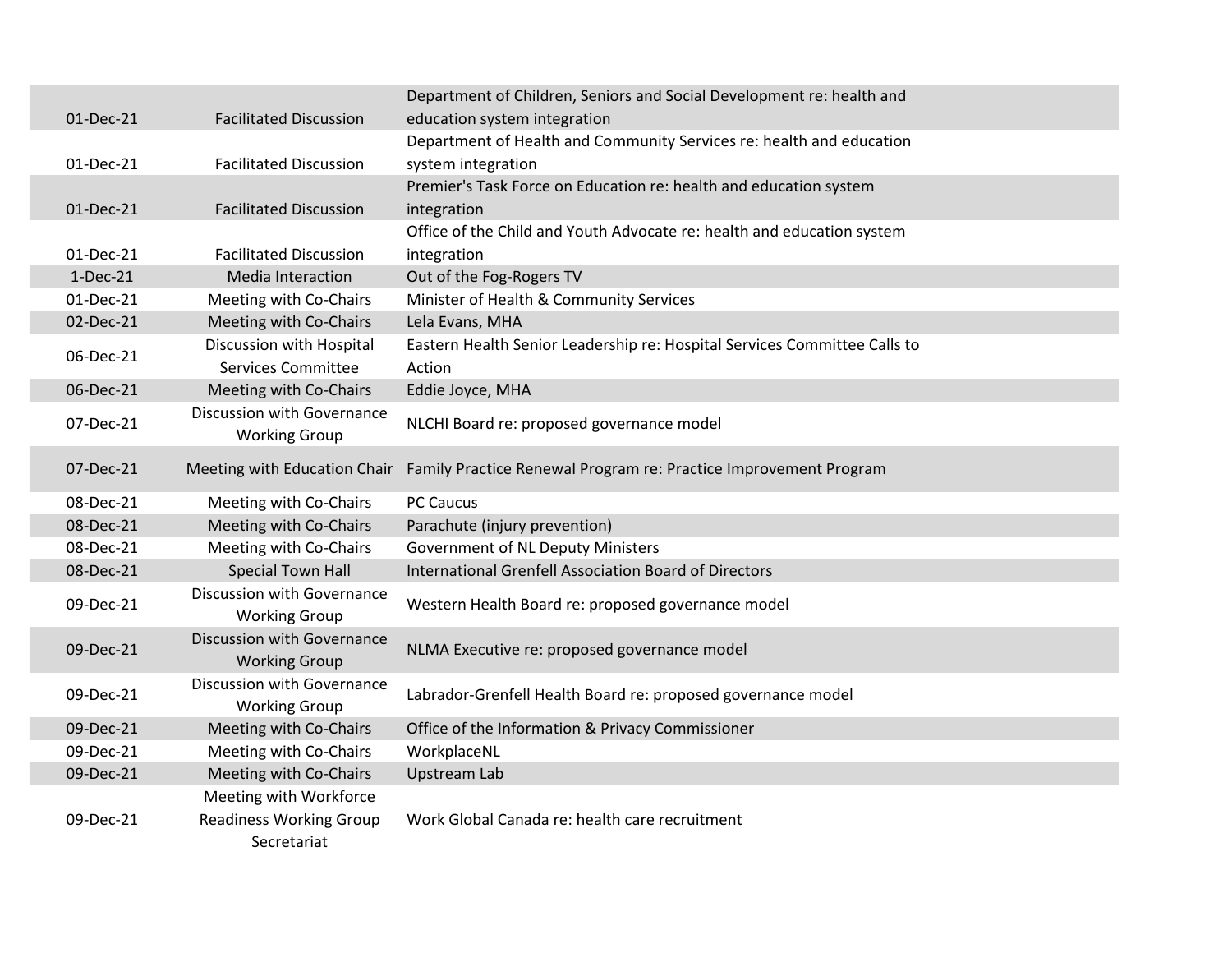| | | |
|---|---|---|
| 01-Dec-21 | Facilitated Discussion | Department of Children, Seniors and Social Development re: health and education system integration |
| 01-Dec-21 | Facilitated Discussion | Department of Health and Community Services re: health and education system integration |
| 01-Dec-21 | Facilitated Discussion | Premier's Task Force on Education re: health and education system integration |
| 01-Dec-21 | Facilitated Discussion | Office of the Child and Youth Advocate re: health and education system integration |
| 1-Dec-21 | Media Interaction | Out of the Fog-Rogers TV |
| 01-Dec-21 | Meeting with Co-Chairs | Minister of Health & Community Services |
| 02-Dec-21 | Meeting with Co-Chairs | Lela Evans, MHA |
| 06-Dec-21 | Discussion with Hospital Services Committee | Eastern Health Senior Leadership re: Hospital Services Committee Calls to Action |
| 06-Dec-21 | Meeting with Co-Chairs | Eddie Joyce, MHA |
| 07-Dec-21 | Discussion with Governance Working Group | NLCHI Board re: proposed governance model |
| 07-Dec-21 | Meeting with Education Chair | Family Practice Renewal Program re: Practice Improvement Program |
| 08-Dec-21 | Meeting with Co-Chairs | PC Caucus |
| 08-Dec-21 | Meeting with Co-Chairs | Parachute (injury prevention) |
| 08-Dec-21 | Meeting with Co-Chairs | Government of NL Deputy Ministers |
| 08-Dec-21 | Special Town Hall | International Grenfell Association Board of Directors |
| 09-Dec-21 | Discussion with Governance Working Group | Western Health Board re: proposed governance model |
| 09-Dec-21 | Discussion with Governance Working Group | NLMA Executive re: proposed governance model |
| 09-Dec-21 | Discussion with Governance Working Group | Labrador-Grenfell Health Board re: proposed governance model |
| 09-Dec-21 | Meeting with Co-Chairs | Office of the Information & Privacy Commissioner |
| 09-Dec-21 | Meeting with Co-Chairs | WorkplaceNL |
| 09-Dec-21 | Meeting with Co-Chairs | Upstream Lab |
| 09-Dec-21 | Meeting with Workforce Readiness Working Group Secretariat | Work Global Canada re: health care recruitment |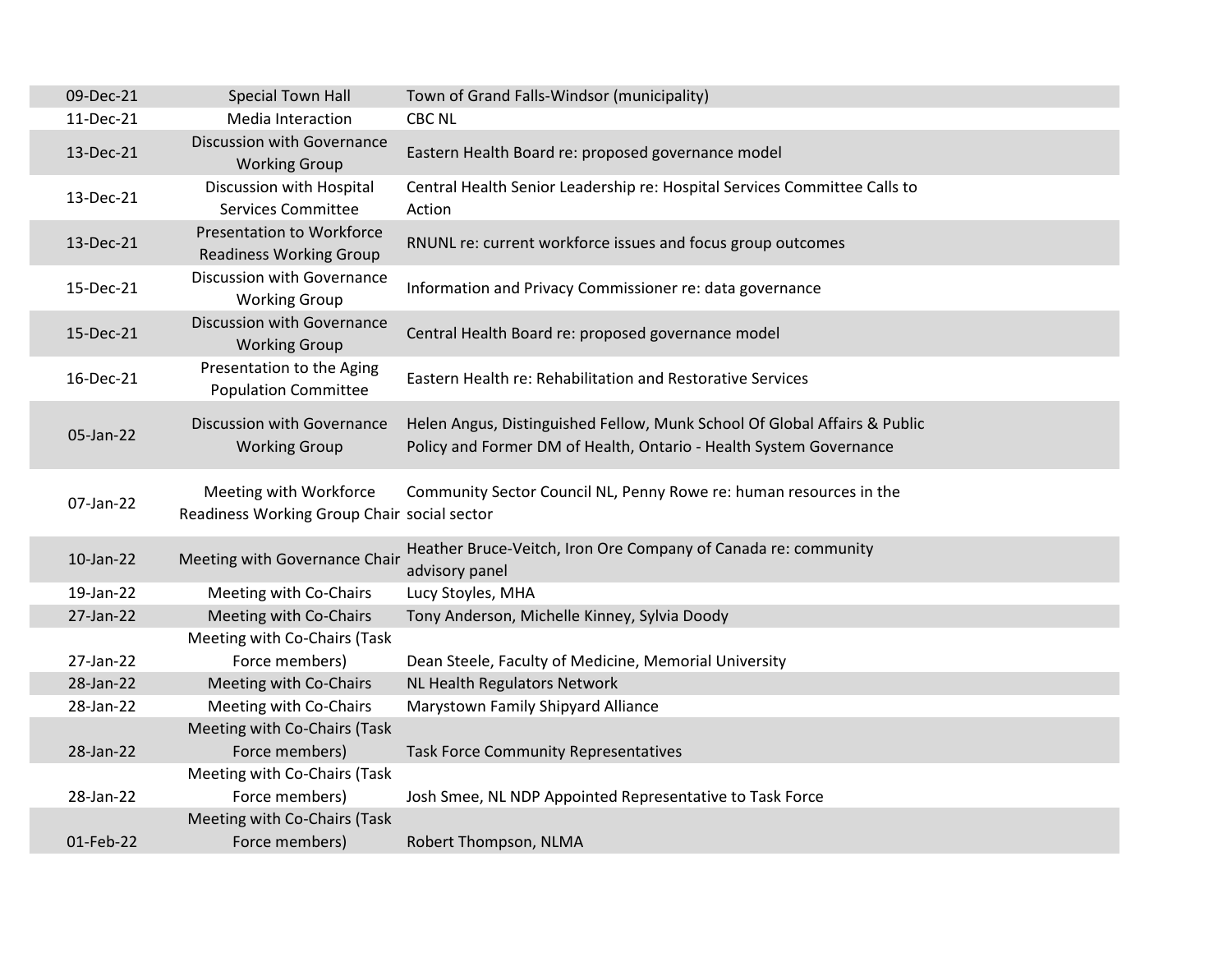| | | |
|---|---|---|
| 09-Dec-21 | Special Town Hall | Town of Grand Falls-Windsor (municipality) |
| 11-Dec-21 | Media Interaction | CBC NL |
| 13-Dec-21 | Discussion with Governance Working Group | Eastern Health Board re: proposed governance model |
| 13-Dec-21 | Discussion with Hospital Services Committee | Central Health Senior Leadership re: Hospital Services Committee Calls to Action |
| 13-Dec-21 | Presentation to Workforce Readiness Working Group | RNUNL re: current workforce issues and focus group outcomes |
| 15-Dec-21 | Discussion with Governance Working Group | Information and Privacy Commissioner re: data governance |
| 15-Dec-21 | Discussion with Governance Working Group | Central Health Board re: proposed governance model |
| 16-Dec-21 | Presentation to the Aging Population Committee | Eastern Health re: Rehabilitation and Restorative Services |
| 05-Jan-22 | Discussion with Governance Working Group | Helen Angus, Distinguished Fellow, Munk School Of Global Affairs & Public Policy and Former DM of Health, Ontario - Health System Governance |
| 07-Jan-22 | Meeting with Workforce Readiness Working Group Chair | Community Sector Council NL, Penny Rowe re: human resources in the social sector |
| 10-Jan-22 | Meeting with Governance Chair | Heather Bruce-Veitch, Iron Ore Company of Canada re: community advisory panel |
| 19-Jan-22 | Meeting with Co-Chairs | Lucy Stoyles, MHA |
| 27-Jan-22 | Meeting with Co-Chairs | Tony Anderson, Michelle Kinney, Sylvia Doody |
| 27-Jan-22 | Meeting with Co-Chairs (Task Force members) | Dean Steele, Faculty of Medicine, Memorial University |
| 28-Jan-22 | Meeting with Co-Chairs | NL Health Regulators Network |
| 28-Jan-22 | Meeting with Co-Chairs | Marystown Family Shipyard Alliance |
| 28-Jan-22 | Meeting with Co-Chairs (Task Force members) | Task Force Community Representatives |
| 28-Jan-22 | Meeting with Co-Chairs (Task Force members) | Josh Smee, NL NDP Appointed Representative to Task Force |
| 01-Feb-22 | Meeting with Co-Chairs (Task Force members) | Robert Thompson, NLMA |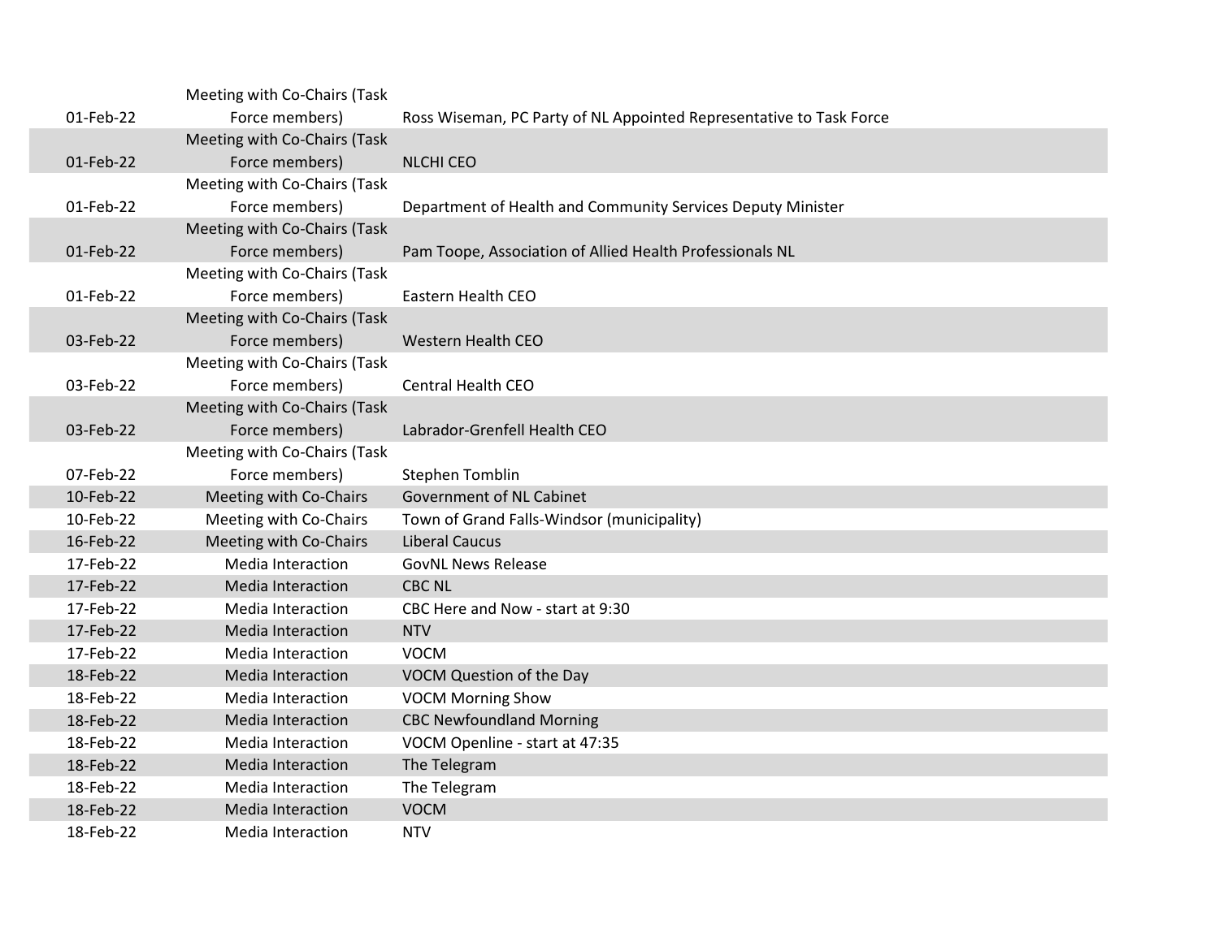| | | |
|---|---|---|
| 01-Feb-22 | Meeting with Co-Chairs (Task Force members) | Ross Wiseman, PC Party of NL Appointed Representative to Task Force |
| 01-Feb-22 | Meeting with Co-Chairs (Task Force members) | NLCHI CEO |
| 01-Feb-22 | Meeting with Co-Chairs (Task Force members) | Department of Health and Community Services Deputy Minister |
| 01-Feb-22 | Meeting with Co-Chairs (Task Force members) | Pam Toope, Association of Allied Health Professionals NL |
| 01-Feb-22 | Meeting with Co-Chairs (Task Force members) | Eastern Health CEO |
| 03-Feb-22 | Meeting with Co-Chairs (Task Force members) | Western Health CEO |
| 03-Feb-22 | Meeting with Co-Chairs (Task Force members) | Central Health CEO |
| 03-Feb-22 | Meeting with Co-Chairs (Task Force members) | Labrador-Grenfell Health CEO |
| 07-Feb-22 | Meeting with Co-Chairs (Task Force members) | Stephen Tomblin |
| 10-Feb-22 | Meeting with Co-Chairs | Government of NL Cabinet |
| 10-Feb-22 | Meeting with Co-Chairs | Town of Grand Falls-Windsor (municipality) |
| 16-Feb-22 | Meeting with Co-Chairs | Liberal Caucus |
| 17-Feb-22 | Media Interaction | GovNL News Release |
| 17-Feb-22 | Media Interaction | CBC NL |
| 17-Feb-22 | Media Interaction | CBC Here and Now - start at 9:30 |
| 17-Feb-22 | Media Interaction | NTV |
| 17-Feb-22 | Media Interaction | VOCM |
| 18-Feb-22 | Media Interaction | VOCM Question of the Day |
| 18-Feb-22 | Media Interaction | VOCM Morning Show |
| 18-Feb-22 | Media Interaction | CBC Newfoundland Morning |
| 18-Feb-22 | Media Interaction | VOCM Openline - start at 47:35 |
| 18-Feb-22 | Media Interaction | The Telegram |
| 18-Feb-22 | Media Interaction | The Telegram |
| 18-Feb-22 | Media Interaction | VOCM |
| 18-Feb-22 | Media Interaction | NTV |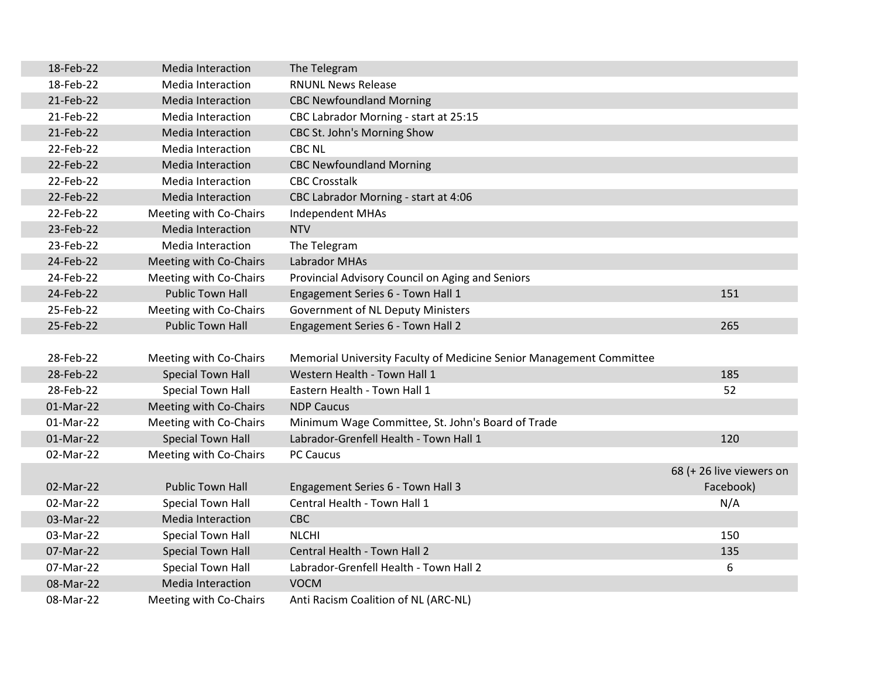| | | | |
|---|---|---|---|
| 18-Feb-22 | Media Interaction | The Telegram | |
| 18-Feb-22 | Media Interaction | RNUNL News Release | |
| 21-Feb-22 | Media Interaction | CBC Newfoundland Morning | |
| 21-Feb-22 | Media Interaction | CBC Labrador Morning - start at 25:15 | |
| 21-Feb-22 | Media Interaction | CBC St. John's Morning Show | |
| 22-Feb-22 | Media Interaction | CBC NL | |
| 22-Feb-22 | Media Interaction | CBC Newfoundland Morning | |
| 22-Feb-22 | Media Interaction | CBC Crosstalk | |
| 22-Feb-22 | Media Interaction | CBC Labrador Morning - start at 4:06 | |
| 22-Feb-22 | Meeting with Co-Chairs | Independent MHAs | |
| 23-Feb-22 | Media Interaction | NTV | |
| 23-Feb-22 | Media Interaction | The Telegram | |
| 24-Feb-22 | Meeting with Co-Chairs | Labrador MHAs | |
| 24-Feb-22 | Meeting with Co-Chairs | Provincial Advisory Council on Aging and Seniors | |
| 24-Feb-22 | Public Town Hall | Engagement Series 6 - Town Hall 1 | 151 |
| 25-Feb-22 | Meeting with Co-Chairs | Government of NL Deputy Ministers | |
| 25-Feb-22 | Public Town Hall | Engagement Series 6 - Town Hall 2 | 265 |
| 28-Feb-22 | Meeting with Co-Chairs | Memorial University Faculty of Medicine Senior Management Committee | |
| 28-Feb-22 | Special Town Hall | Western Health - Town Hall 1 | 185 |
| 28-Feb-22 | Special Town Hall | Eastern Health - Town Hall 1 | 52 |
| 01-Mar-22 | Meeting with Co-Chairs | NDP Caucus | |
| 01-Mar-22 | Meeting with Co-Chairs | Minimum Wage Committee, St. John's Board of Trade | |
| 01-Mar-22 | Special Town Hall | Labrador-Grenfell Health - Town Hall 1 | 120 |
| 02-Mar-22 | Meeting with Co-Chairs | PC Caucus | |
| 02-Mar-22 | Public Town Hall | Engagement Series 6 - Town Hall 3 | 68 (+ 26 live viewers on Facebook) |
| 02-Mar-22 | Special Town Hall | Central Health - Town Hall 1 | N/A |
| 03-Mar-22 | Media Interaction | CBC | |
| 03-Mar-22 | Special Town Hall | NLCHI | 150 |
| 07-Mar-22 | Special Town Hall | Central Health - Town Hall 2 | 135 |
| 07-Mar-22 | Special Town Hall | Labrador-Grenfell Health - Town Hall 2 | 6 |
| 08-Mar-22 | Media Interaction | VOCM | |
| 08-Mar-22 | Meeting with Co-Chairs | Anti Racism Coalition of NL (ARC-NL) | |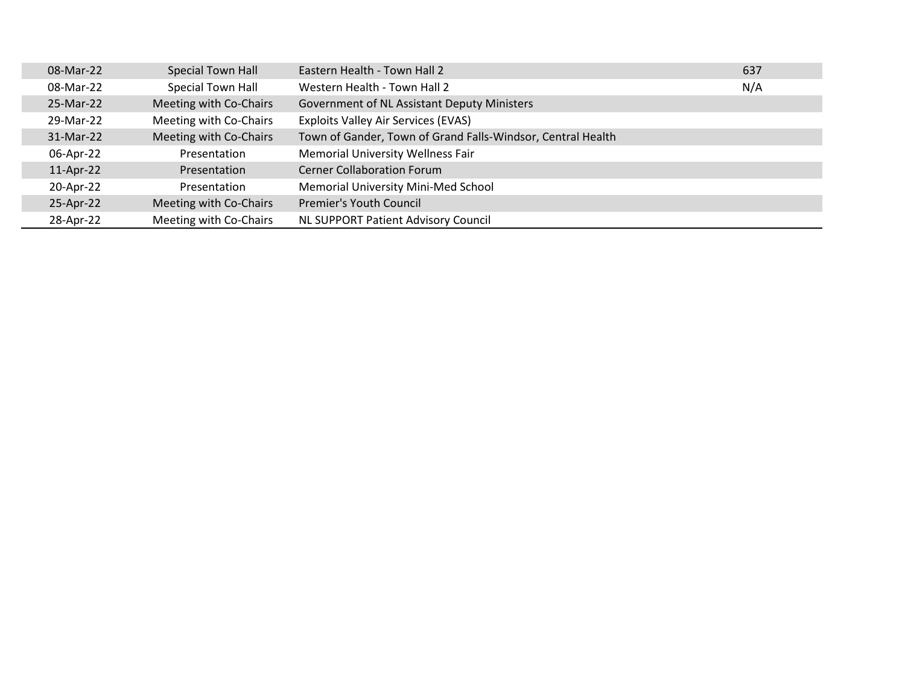| | | | |
|---|---|---|---|
| 08-Mar-22 | Special Town Hall | Eastern Health - Town Hall 2 | 637 |
| 08-Mar-22 | Special Town Hall | Western Health - Town Hall 2 | N/A |
| 25-Mar-22 | Meeting with Co-Chairs | Government of NL Assistant Deputy Ministers | |
| 29-Mar-22 | Meeting with Co-Chairs | Exploits Valley Air Services (EVAS) | |
| 31-Mar-22 | Meeting with Co-Chairs | Town of Gander, Town of Grand Falls-Windsor, Central Health | |
| 06-Apr-22 | Presentation | Memorial University Wellness Fair | |
| 11-Apr-22 | Presentation | Cerner Collaboration Forum | |
| 20-Apr-22 | Presentation | Memorial University Mini-Med School | |
| 25-Apr-22 | Meeting with Co-Chairs | Premier's Youth Council | |
| 28-Apr-22 | Meeting with Co-Chairs | NL SUPPORT Patient Advisory Council | |